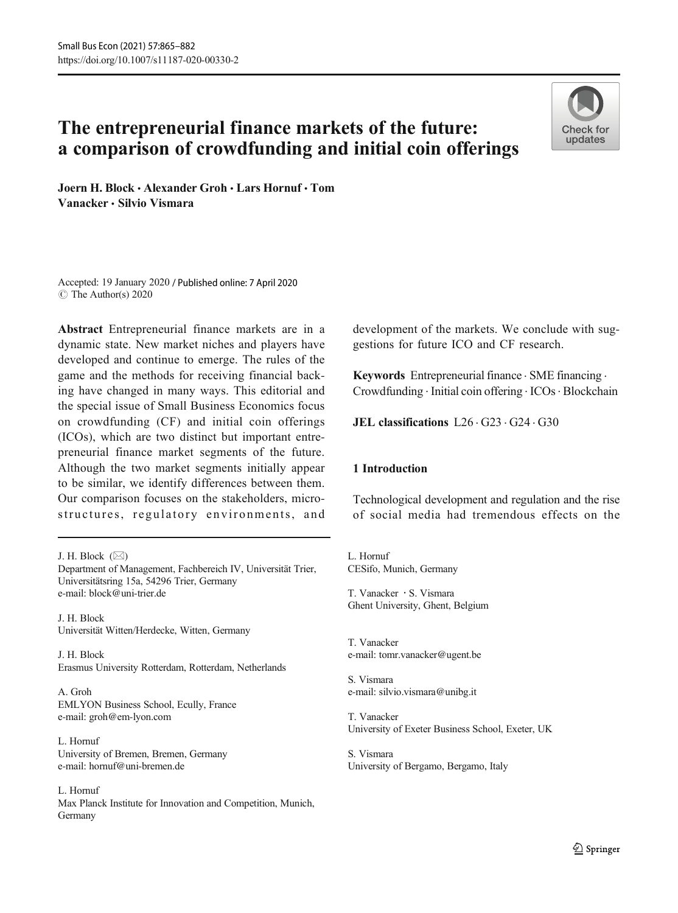# The entrepreneurial finance markets of the future: a comparison of crowdfunding and initial coin offerings

**Joern H. Block · Alexander Groh · Lars Hornuf · Tom Vanacker · Silvio Vismara**

Accepted: 19 January 2020 / Published online: 7 April 2020
© The Author(s) 2020

**Abstract** Entrepreneurial finance markets are in a dynamic state. New market niches and players have developed and continue to emerge. The rules of the game and the methods for receiving financial backing have changed in many ways. This editorial and the special issue of Small Business Economics focus on crowdfunding (CF) and initial coin offerings (ICOs), which are two distinct but important entrepreneurial finance market segments of the future. Although the two market segments initially appear to be similar, we identify differences between them. Our comparison focuses on the stakeholders, microstructures, regulatory environments, and development of the markets. We conclude with suggestions for future ICO and CF research.

**Keywords** Entrepreneurial finance · SME financing · Crowdfunding · Initial coin offering · ICOs · Blockchain

**JEL classifications** L26 · G23 · G24 · G30

## 1 Introduction

Technological development and regulation and the rise of social media had tremendous effects on the

---

J. H. Block (✉)
Department of Management, Fachbereich IV, Universität Trier, Universitätsring 15a, 54296 Trier, Germany
e-mail: block@uni-trier.de

J. H. Block
Universität Witten/Herdecke, Witten, Germany

J. H. Block
Erasmus University Rotterdam, Rotterdam, Netherlands

A. Groh
EMLYON Business School, Ecully, France
e-mail: groh@em-lyon.com

L. Hornuf
University of Bremen, Bremen, Germany
e-mail: hornuf@uni-bremen.de

L. Hornuf
Max Planck Institute for Innovation and Competition, Munich, Germany

L. Hornuf
CESifo, Munich, Germany

T. Vanacker · S. Vismara
Ghent University, Ghent, Belgium

T. Vanacker
e-mail: tomr.vanacker@ugent.be

S. Vismara
e-mail: silvio.vismara@unibg.it

T. Vanacker
University of Exeter Business School, Exeter, UK

S. Vismara
University of Bergamo, Bergamo, Italy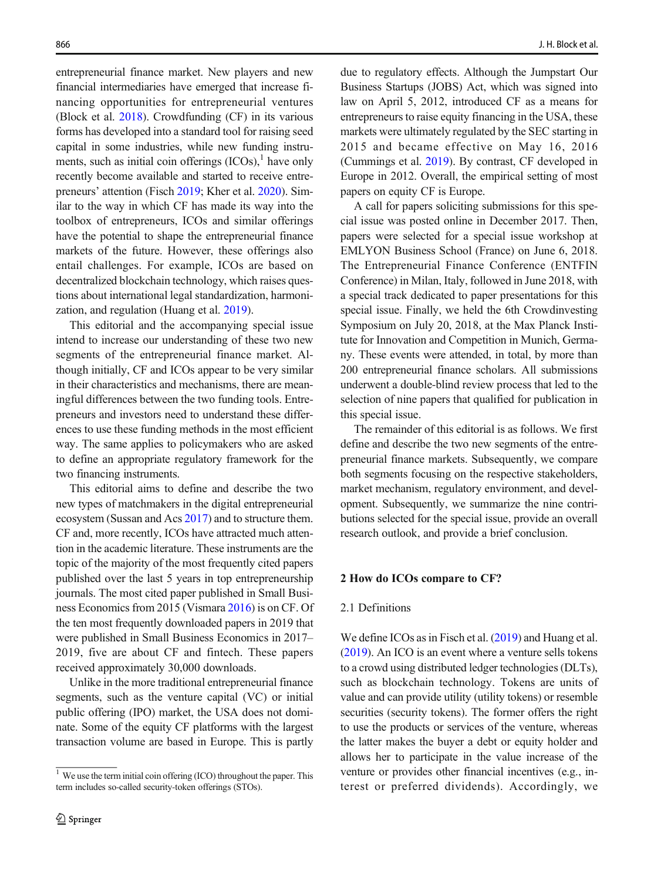entrepreneurial finance market. New players and new financial intermediaries have emerged that increase financing opportunities for entrepreneurial ventures (Block et al. 2018). Crowdfunding (CF) in its various forms has developed into a standard tool for raising seed capital in some industries, while new funding instruments, such as initial coin offerings (ICOs),[1] have only recently become available and started to receive entrepreneurs' attention (Fisch 2019; Kher et al. 2020). Similar to the way in which CF has made its way into the toolbox of entrepreneurs, ICOs and similar offerings have the potential to shape the entrepreneurial finance markets of the future. However, these offerings also entail challenges. For example, ICOs are based on decentralized blockchain technology, which raises questions about international legal standardization, harmonization, and regulation (Huang et al. 2019).

This editorial and the accompanying special issue intend to increase our understanding of these two new segments of the entrepreneurial finance market. Although initially, CF and ICOs appear to be very similar in their characteristics and mechanisms, there are meaningful differences between the two funding tools. Entrepreneurs and investors need to understand these differences to use these funding methods in the most efficient way. The same applies to policymakers who are asked to define an appropriate regulatory framework for the two financing instruments.

This editorial aims to define and describe the two new types of matchmakers in the digital entrepreneurial ecosystem (Sussan and Acs 2017) and to structure them. CF and, more recently, ICOs have attracted much attention in the academic literature. These instruments are the topic of the majority of the most frequently cited papers published over the last 5 years in top entrepreneurship journals. The most cited paper published in Small Business Economics from 2015 (Vismara 2016) is on CF. Of the ten most frequently downloaded papers in 2019 that were published in Small Business Economics in 2017–2019, five are about CF and fintech. These papers received approximately 30,000 downloads.

Unlike in the more traditional entrepreneurial finance segments, such as the venture capital (VC) or initial public offering (IPO) market, the USA does not dominate. Some of the equity CF platforms with the largest transaction volume are based in Europe. This is partly due to regulatory effects. Although the Jumpstart Our Business Startups (JOBS) Act, which was signed into law on April 5, 2012, introduced CF as a means for entrepreneurs to raise equity financing in the USA, these markets were ultimately regulated by the SEC starting in 2015 and became effective on May 16, 2016 (Cummings et al. 2019). By contrast, CF developed in Europe in 2012. Overall, the empirical setting of most papers on equity CF is Europe.

A call for papers soliciting submissions for this special issue was posted online in December 2017. Then, papers were selected for a special issue workshop at EMLYON Business School (France) on June 6, 2018. The Entrepreneurial Finance Conference (ENTFIN Conference) in Milan, Italy, followed in June 2018, with a special track dedicated to paper presentations for this special issue. Finally, we held the 6th Crowdinvesting Symposium on July 20, 2018, at the Max Planck Institute for Innovation and Competition in Munich, Germany. These events were attended, in total, by more than 200 entrepreneurial finance scholars. All submissions underwent a double-blind review process that led to the selection of nine papers that qualified for publication in this special issue.

The remainder of this editorial is as follows. We first define and describe the two new segments of the entrepreneurial finance markets. Subsequently, we compare both segments focusing on the respective stakeholders, market mechanism, regulatory environment, and development. Subsequently, we summarize the nine contributions selected for the special issue, provide an overall research outlook, and provide a brief conclusion.

## 2 How do ICOs compare to CF?

### 2.1 Definitions

We define ICOs as in Fisch et al. (2019) and Huang et al. (2019). An ICO is an event where a venture sells tokens to a crowd using distributed ledger technologies (DLTs), such as blockchain technology. Tokens are units of value and can provide utility (utility tokens) or resemble securities (security tokens). The former offers the right to use the products or services of the venture, whereas the latter makes the buyer a debt or equity holder and allows her to participate in the value increase of the venture or provides other financial incentives (e.g., interest or preferred dividends). Accordingly, we

[1] We use the term initial coin offering (ICO) throughout the paper. This term includes so-called security-token offerings (STOs).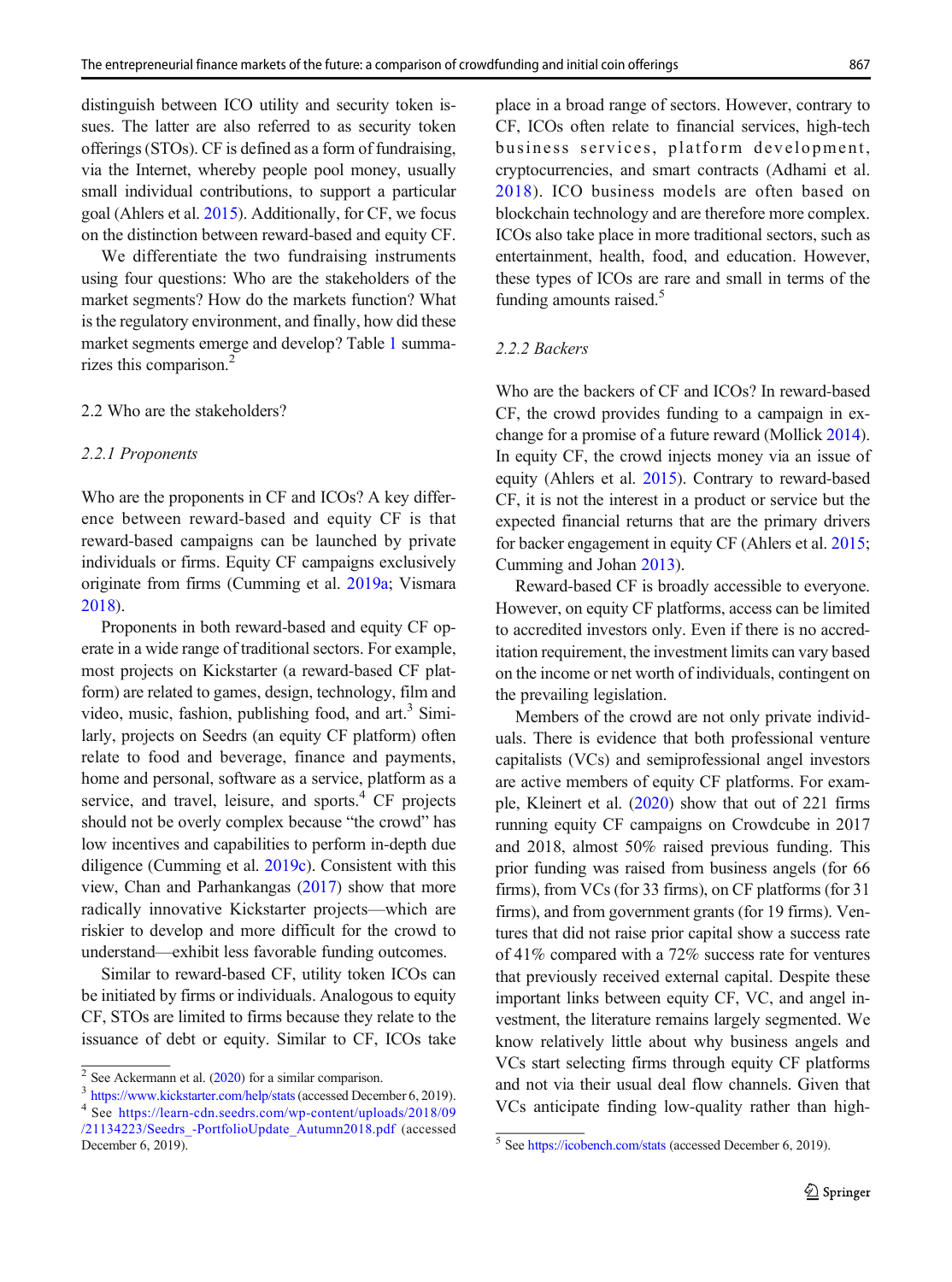distinguish between ICO utility and security token issues. The latter are also referred to as security token offerings (STOs). CF is defined as a form of fundraising, via the Internet, whereby people pool money, usually small individual contributions, to support a particular goal (Ahlers et al. 2015). Additionally, for CF, we focus on the distinction between reward-based and equity CF.

We differentiate the two fundraising instruments using four questions: Who are the stakeholders of the market segments? How do the markets function? What is the regulatory environment, and finally, how did these market segments emerge and develop? Table 1 summarizes this comparison.[2]

## 2.2 Who are the stakeholders?

### *2.2.1 Proponents*

Who are the proponents in CF and ICOs? A key difference between reward-based and equity CF is that reward-based campaigns can be launched by private individuals or firms. Equity CF campaigns exclusively originate from firms (Cumming et al. 2019a; Vismara 2018).

Proponents in both reward-based and equity CF operate in a wide range of traditional sectors. For example, most projects on Kickstarter (a reward-based CF platform) are related to games, design, technology, film and video, music, fashion, publishing food, and art.[3] Similarly, projects on Seedrs (an equity CF platform) often relate to food and beverage, finance and payments, home and personal, software as a service, platform as a service, and travel, leisure, and sports.[4] CF projects should not be overly complex because "the crowd" has low incentives and capabilities to perform in-depth due diligence (Cumming et al. 2019c). Consistent with this view, Chan and Parhankangas (2017) show that more radically innovative Kickstarter projects—which are riskier to develop and more difficult for the crowd to understand—exhibit less favorable funding outcomes.

Similar to reward-based CF, utility token ICOs can be initiated by firms or individuals. Analogous to equity CF, STOs are limited to firms because they relate to the issuance of debt or equity. Similar to CF, ICOs take place in a broad range of sectors. However, contrary to CF, ICOs often relate to financial services, high-tech business services, platform development, cryptocurrencies, and smart contracts (Adhami et al. 2018). ICO business models are often based on blockchain technology and are therefore more complex. ICOs also take place in more traditional sectors, such as entertainment, health, food, and education. However, these types of ICOs are rare and small in terms of the funding amounts raised.[5]

### *2.2.2 Backers*

Who are the backers of CF and ICOs? In reward-based CF, the crowd provides funding to a campaign in exchange for a promise of a future reward (Mollick 2014). In equity CF, the crowd injects money via an issue of equity (Ahlers et al. 2015). Contrary to reward-based CF, it is not the interest in a product or service but the expected financial returns that are the primary drivers for backer engagement in equity CF (Ahlers et al. 2015; Cumming and Johan 2013).

Reward-based CF is broadly accessible to everyone. However, on equity CF platforms, access can be limited to accredited investors only. Even if there is no accreditation requirement, the investment limits can vary based on the income or net worth of individuals, contingent on the prevailing legislation.

Members of the crowd are not only private individuals. There is evidence that both professional venture capitalists (VCs) and semiprofessional angel investors are active members of equity CF platforms. For example, Kleinert et al. (2020) show that out of 221 firms running equity CF campaigns on Crowdcube in 2017 and 2018, almost 50% raised previous funding. This prior funding was raised from business angels (for 66 firms), from VCs (for 33 firms), on CF platforms (for 31 firms), and from government grants (for 19 firms). Ventures that did not raise prior capital show a success rate of 41% compared with a 72% success rate for ventures that previously received external capital. Despite these important links between equity CF, VC, and angel investment, the literature remains largely segmented. We know relatively little about why business angels and VCs start selecting firms through equity CF platforms and not via their usual deal flow channels. Given that VCs anticipate finding low-quality rather than high-

---

[2] See Ackermann et al. (2020) for a similar comparison.

[3] https://www.kickstarter.com/help/stats (accessed December 6, 2019).

[4] See https://learn-cdn.seedrs.com/wp-content/uploads/2018/09/21134223/Seedrs_-PortfolioUpdate_Autumn2018.pdf (accessed December 6, 2019).

[5] See https://icobench.com/stats (accessed December 6, 2019).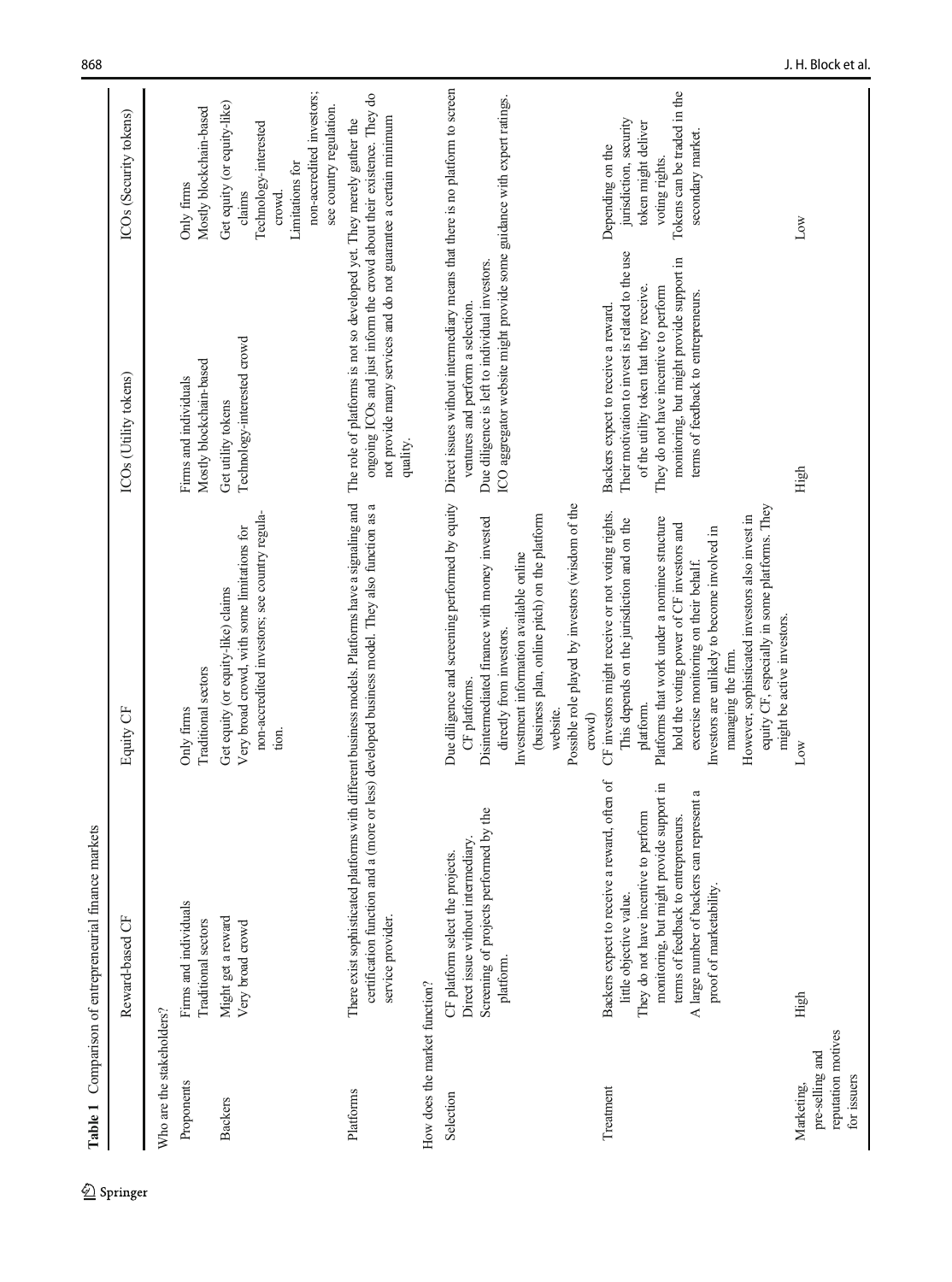**Table 1** Comparison of entrepreneurial finance markets

| | Reward-based CF | Equity CF | ICOs (Utility tokens) | ICOs (Security tokens) |
|---|---|---|---|---|
| **Who are the stakeholders?** | | | | |
| Proponents | Firms and individuals<br>Traditional sectors | Only firms<br>Traditional sectors | Firms and individuals<br>Mostly blockchain-based | Only firms<br>Mostly blockchain-based |
| Backers | Might get a reward<br>Very broad crowd | Get equity (or equity-like) claims<br>Very broad crowd, with some limitations for non-accredited investors; see country regulation. | Get utility tokens<br>Technology-interested crowd | Get equity (or equity-like) claims<br>Technology-interested crowd.<br>Limitations for non-accredited investors; see country regulation. |
| Platforms | There exist sophisticated platforms with different business models. Platforms have a signaling and certification function and a (more or less) developed business model. They also function as a service provider. | | The role of platforms is not so developed yet. They merely gather the ongoing ICOs and just inform the crowd about their existence. They do not provide many services and do not guarantee a certain minimum quality. | |
| **How does the market function?** | | | | |
| Selection | CF platform select the projects.<br>Direct issue without intermediary.<br>Screening of projects performed by the platform. | Due diligence and screening performed by equity CF platforms.<br>Disintermediated finance with money invested directly from investors.<br>Investment information available online (business plan, online pitch) on the platform website.<br>Possible role played by investors (wisdom of the crowd) | Direct issues without intermediary means that there is no platform to screen ventures and perform a selection.<br>Due diligence is left to individual investors.<br>ICO aggregator website might provide some guidance with expert ratings. | |
| Treatment | Backers expect to receive a reward, often of little objective value.<br>They do not have incentive to perform monitoring, but might provide support in terms of feedback to entrepreneurs.<br>A large number of backers can represent a proof of marketability. | CF investors might receive or not voting rights. This depends on the jurisdiction and on the platform.<br>Platforms that work under a nominee structure hold the voting power of CF investors and exercise monitoring on their behalf.<br>Investors are unlikely to become involved in managing the firm.<br>However, sophisticated investors also invest in equity CF, especially in some platforms. They might be active investors. | Backers expect to receive a reward.<br>Their motivation to invest is related to the use of the utility token that they receive.<br>They do not have incentive to perform monitoring, but might provide support in terms of feedback to entrepreneurs. | Depending on the jurisdiction, security token might deliver voting rights.<br>Tokens can be traded in the secondary market. |
| Marketing, pre-selling and reputation motives for issuers | High | Low | High | Low |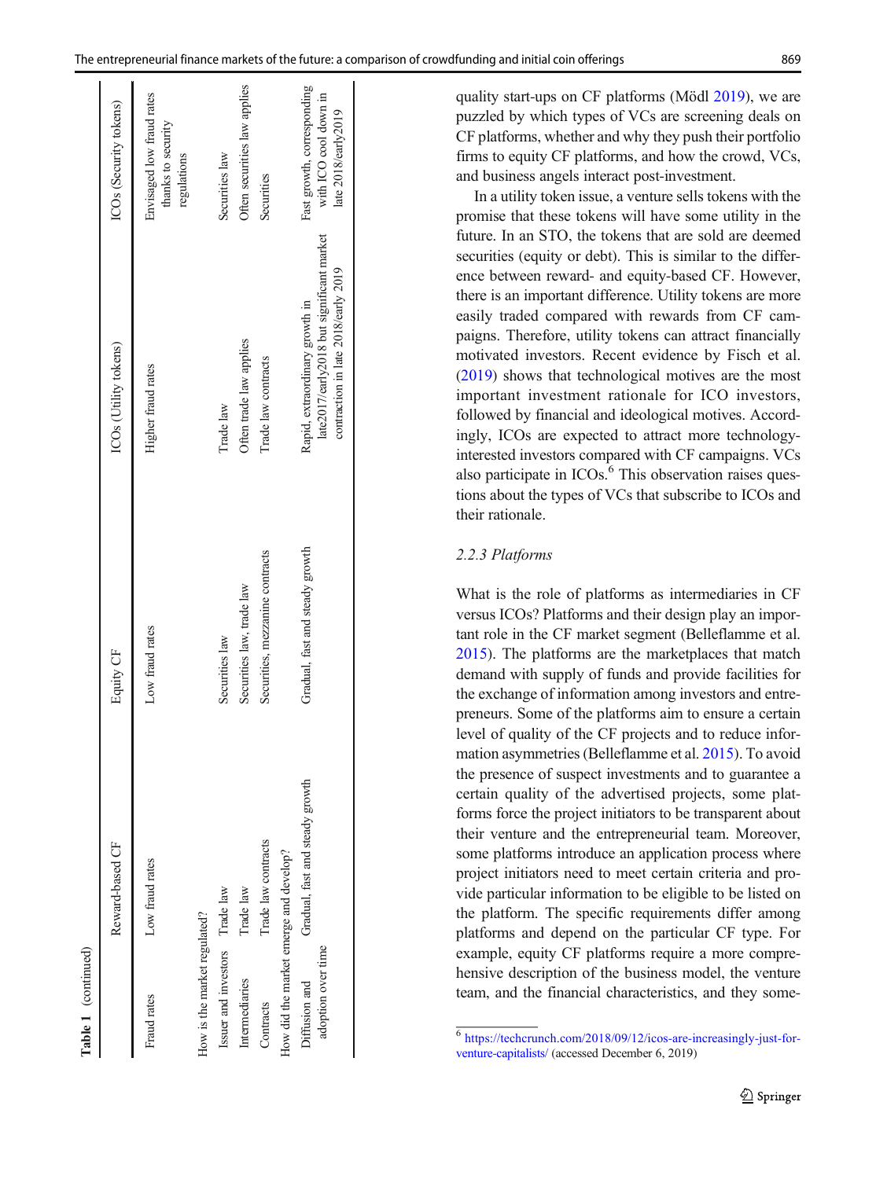**Table 1** (continued)

| | Reward-based CF | Equity CF | ICOs (Utility tokens) | ICOs (Security tokens) |
|---|---|---|---|---|
| Fraud rates | Low fraud rates | Low fraud rates | Higher fraud rates | Envisaged low fraud rates thanks to security regulations |
| How is the market regulated? | | | | |
| Issuer and investors | Trade law | Securities law | Trade law | Securities law |
| Intermediaries | Trade law | Securities law, trade law | Often trade law applies | Often securities law applies |
| Contracts | Trade law contracts | Securities, mezzanine contracts | Trade law contracts | Securities |
| How did the market emerge and develop? | | | | |
| Diffusion and adoption over time | Gradual, fast and steady growth | Gradual, fast and steady growth | Rapid, extraordinary growth in late2017/early2018 but significant market contraction in late 2018/early 2019 | Fast growth, corresponding with ICO cool down in late 2018/early2019 |

quality start-ups on CF platforms (Mödl 2019), we are puzzled by which types of VCs are screening deals on CF platforms, whether and why they push their portfolio firms to equity CF platforms, and how the crowd, VCs, and business angels interact post-investment.

In a utility token issue, a venture sells tokens with the promise that these tokens will have some utility in the future. In an STO, the tokens that are sold are deemed securities (equity or debt). This is similar to the difference between reward- and equity-based CF. However, there is an important difference. Utility tokens are more easily traded compared with rewards from CF campaigns. Therefore, utility tokens can attract financially motivated investors. Recent evidence by Fisch et al. (2019) shows that technological motives are the most important investment rationale for ICO investors, followed by financial and ideological motives. Accordingly, ICOs are expected to attract more technology-interested investors compared with CF campaigns. VCs also participate in ICOs.[6] This observation raises questions about the types of VCs that subscribe to ICOs and their rationale.

### *2.2.3 Platforms*

What is the role of platforms as intermediaries in CF versus ICOs? Platforms and their design play an important role in the CF market segment (Belleflamme et al. 2015). The platforms are the marketplaces that match demand with supply of funds and provide facilities for the exchange of information among investors and entrepreneurs. Some of the platforms aim to ensure a certain level of quality of the CF projects and to reduce information asymmetries (Belleflamme et al. 2015). To avoid the presence of suspect investments and to guarantee a certain quality of the advertised projects, some platforms force the project initiators to be transparent about their venture and the entrepreneurial team. Moreover, some platforms introduce an application process where project initiators need to meet certain criteria and provide particular information to be eligible to be listed on the platform. The specific requirements differ among platforms and depend on the particular CF type. For example, equity CF platforms require a more comprehensive description of the business model, the venture team, and the financial characteristics, and they some-

[6] https://techcrunch.com/2018/09/12/icos-are-increasingly-just-for-venture-capitalists/ (accessed December 6, 2019)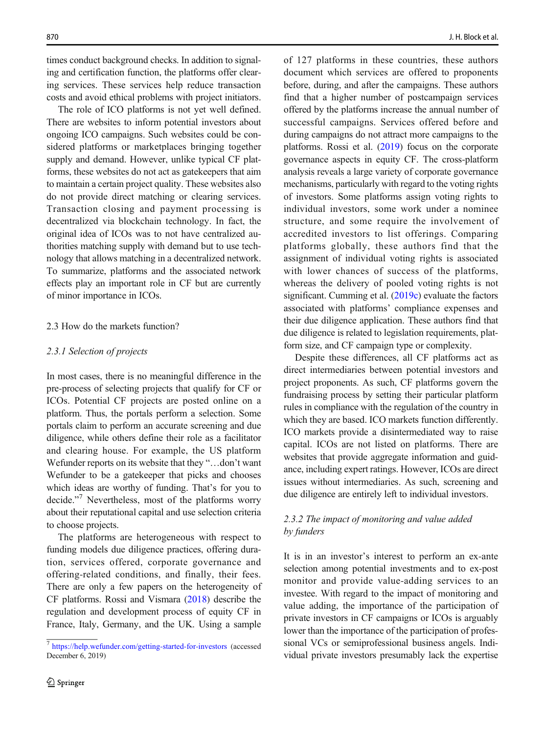times conduct background checks. In addition to signaling and certification function, the platforms offer clearing services. These services help reduce transaction costs and avoid ethical problems with project initiators.

The role of ICO platforms is not yet well defined. There are websites to inform potential investors about ongoing ICO campaigns. Such websites could be considered platforms or marketplaces bringing together supply and demand. However, unlike typical CF platforms, these websites do not act as gatekeepers that aim to maintain a certain project quality. These websites also do not provide direct matching or clearing services. Transaction closing and payment processing is decentralized via blockchain technology. In fact, the original idea of ICOs was to not have centralized authorities matching supply with demand but to use technology that allows matching in a decentralized network. To summarize, platforms and the associated network effects play an important role in CF but are currently of minor importance in ICOs.

### 2.3 How do the markets function?

#### *2.3.1 Selection of projects*

In most cases, there is no meaningful difference in the pre-process of selecting projects that qualify for CF or ICOs. Potential CF projects are posted online on a platform. Thus, the portals perform a selection. Some portals claim to perform an accurate screening and due diligence, while others define their role as a facilitator and clearing house. For example, the US platform Wefunder reports on its website that they "…don't want Wefunder to be a gatekeeper that picks and chooses which ideas are worthy of funding. That's for you to decide."[7] Nevertheless, most of the platforms worry about their reputational capital and use selection criteria to choose projects.

The platforms are heterogeneous with respect to funding models due diligence practices, offering duration, services offered, corporate governance and offering-related conditions, and finally, their fees. There are only a few papers on the heterogeneity of CF platforms. Rossi and Vismara (2018) describe the regulation and development process of equity CF in France, Italy, Germany, and the UK. Using a sample of 127 platforms in these countries, these authors document which services are offered to proponents before, during, and after the campaigns. These authors find that a higher number of postcampaign services offered by the platforms increase the annual number of successful campaigns. Services offered before and during campaigns do not attract more campaigns to the platforms. Rossi et al. (2019) focus on the corporate governance aspects in equity CF. The cross-platform analysis reveals a large variety of corporate governance mechanisms, particularly with regard to the voting rights of investors. Some platforms assign voting rights to individual investors, some work under a nominee structure, and some require the involvement of accredited investors to list offerings. Comparing platforms globally, these authors find that the assignment of individual voting rights is associated with lower chances of success of the platforms, whereas the delivery of pooled voting rights is not significant. Cumming et al. (2019c) evaluate the factors associated with platforms' compliance expenses and their due diligence application. These authors find that due diligence is related to legislation requirements, platform size, and CF campaign type or complexity.

Despite these differences, all CF platforms act as direct intermediaries between potential investors and project proponents. As such, CF platforms govern the fundraising process by setting their particular platform rules in compliance with the regulation of the country in which they are based. ICO markets function differently. ICO markets provide a disintermediated way to raise capital. ICOs are not listed on platforms. There are websites that provide aggregate information and guidance, including expert ratings. However, ICOs are direct issues without intermediaries. As such, screening and due diligence are entirely left to individual investors.

#### *2.3.2 The impact of monitoring and value added by funders*

It is in an investor's interest to perform an ex-ante selection among potential investments and to ex-post monitor and provide value-adding services to an investee. With regard to the impact of monitoring and value adding, the importance of the participation of private investors in CF campaigns or ICOs is arguably lower than the importance of the participation of professional VCs or semiprofessional business angels. Individual private investors presumably lack the expertise

[7] https://help.wefunder.com/getting-started-for-investors (accessed December 6, 2019)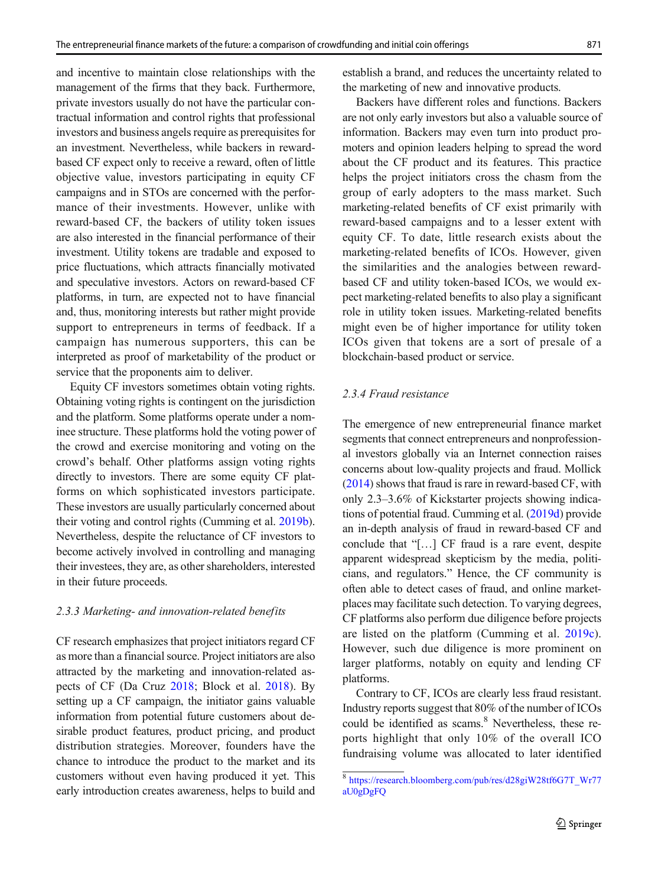and incentive to maintain close relationships with the management of the firms that they back. Furthermore, private investors usually do not have the particular contractual information and control rights that professional investors and business angels require as prerequisites for an investment. Nevertheless, while backers in reward-based CF expect only to receive a reward, often of little objective value, investors participating in equity CF campaigns and in STOs are concerned with the performance of their investments. However, unlike with reward-based CF, the backers of utility token issues are also interested in the financial performance of their investment. Utility tokens are tradable and exposed to price fluctuations, which attracts financially motivated and speculative investors. Actors on reward-based CF platforms, in turn, are expected not to have financial and, thus, monitoring interests but rather might provide support to entrepreneurs in terms of feedback. If a campaign has numerous supporters, this can be interpreted as proof of marketability of the product or service that the proponents aim to deliver.

Equity CF investors sometimes obtain voting rights. Obtaining voting rights is contingent on the jurisdiction and the platform. Some platforms operate under a nominee structure. These platforms hold the voting power of the crowd and exercise monitoring and voting on the crowd's behalf. Other platforms assign voting rights directly to investors. There are some equity CF platforms on which sophisticated investors participate. These investors are usually particularly concerned about their voting and control rights (Cumming et al. 2019b). Nevertheless, despite the reluctance of CF investors to become actively involved in controlling and managing their investees, they are, as other shareholders, interested in their future proceeds.

### 2.3.3 Marketing- and innovation-related benefits

CF research emphasizes that project initiators regard CF as more than a financial source. Project initiators are also attracted by the marketing and innovation-related aspects of CF (Da Cruz 2018; Block et al. 2018). By setting up a CF campaign, the initiator gains valuable information from potential future customers about desirable product features, product pricing, and product distribution strategies. Moreover, founders have the chance to introduce the product to the market and its customers without even having produced it yet. This early introduction creates awareness, helps to build and establish a brand, and reduces the uncertainty related to the marketing of new and innovative products.

Backers have different roles and functions. Backers are not only early investors but also a valuable source of information. Backers may even turn into product promoters and opinion leaders helping to spread the word about the CF product and its features. This practice helps the project initiators cross the chasm from the group of early adopters to the mass market. Such marketing-related benefits of CF exist primarily with reward-based campaigns and to a lesser extent with equity CF. To date, little research exists about the marketing-related benefits of ICOs. However, given the similarities and the analogies between reward-based CF and utility token-based ICOs, we would expect marketing-related benefits to also play a significant role in utility token issues. Marketing-related benefits might even be of higher importance for utility token ICOs given that tokens are a sort of presale of a blockchain-based product or service.

### 2.3.4 Fraud resistance

The emergence of new entrepreneurial finance market segments that connect entrepreneurs and nonprofessional investors globally via an Internet connection raises concerns about low-quality projects and fraud. Mollick (2014) shows that fraud is rare in reward-based CF, with only 2.3–3.6% of Kickstarter projects showing indications of potential fraud. Cumming et al. (2019d) provide an in-depth analysis of fraud in reward-based CF and conclude that "[…] CF fraud is a rare event, despite apparent widespread skepticism by the media, politicians, and regulators." Hence, the CF community is often able to detect cases of fraud, and online marketplaces may facilitate such detection. To varying degrees, CF platforms also perform due diligence before projects are listed on the platform (Cumming et al. 2019c). However, such due diligence is more prominent on larger platforms, notably on equity and lending CF platforms.

Contrary to CF, ICOs are clearly less fraud resistant. Industry reports suggest that 80% of the number of ICOs could be identified as scams.[8] Nevertheless, these reports highlight that only 10% of the overall ICO fundraising volume was allocated to later identified

[8] https://research.bloomberg.com/pub/res/d28giW28tf6G7T_Wr77aU0gDgFQ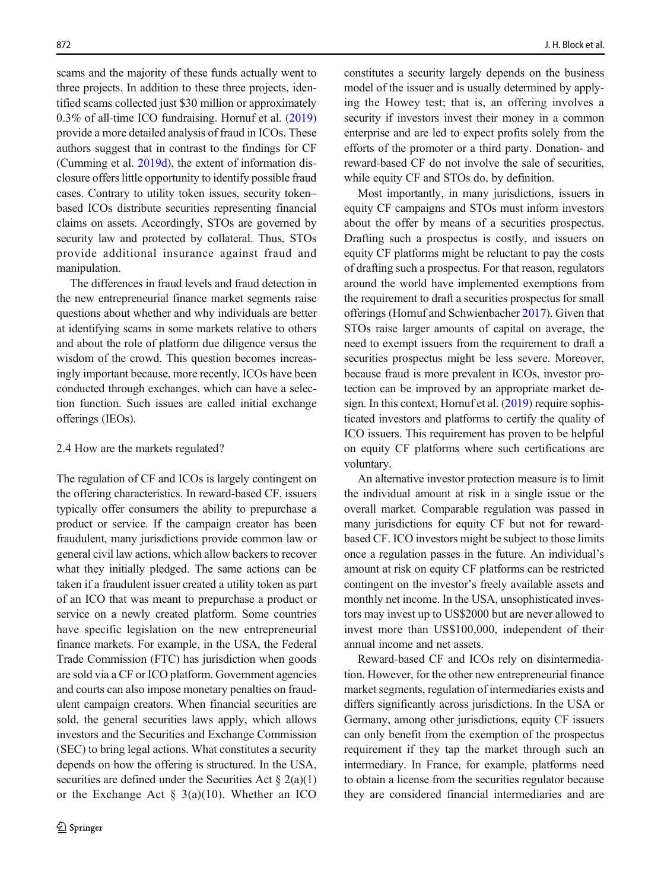scams and the majority of these funds actually went to three projects. In addition to these three projects, identified scams collected just $30 million or approximately 0.3% of all-time ICO fundraising. Hornuf et al. (2019) provide a more detailed analysis of fraud in ICOs. These authors suggest that in contrast to the findings for CF (Cumming et al. 2019d), the extent of information disclosure offers little opportunity to identify possible fraud cases. Contrary to utility token issues, security token–based ICOs distribute securities representing financial claims on assets. Accordingly, STOs are governed by security law and protected by collateral. Thus, STOs provide additional insurance against fraud and manipulation.

The differences in fraud levels and fraud detection in the new entrepreneurial finance market segments raise questions about whether and why individuals are better at identifying scams in some markets relative to others and about the role of platform due diligence versus the wisdom of the crowd. This question becomes increasingly important because, more recently, ICOs have been conducted through exchanges, which can have a selection function. Such issues are called initial exchange offerings (IEOs).

### 2.4 How are the markets regulated?

The regulation of CF and ICOs is largely contingent on the offering characteristics. In reward-based CF, issuers typically offer consumers the ability to prepurchase a product or service. If the campaign creator has been fraudulent, many jurisdictions provide common law or general civil law actions, which allow backers to recover what they initially pledged. The same actions can be taken if a fraudulent issuer created a utility token as part of an ICO that was meant to prepurchase a product or service on a newly created platform. Some countries have specific legislation on the new entrepreneurial finance markets. For example, in the USA, the Federal Trade Commission (FTC) has jurisdiction when goods are sold via a CF or ICO platform. Government agencies and courts can also impose monetary penalties on fraudulent campaign creators. When financial securities are sold, the general securities laws apply, which allows investors and the Securities and Exchange Commission (SEC) to bring legal actions. What constitutes a security depends on how the offering is structured. In the USA, securities are defined under the Securities Act § 2(a)(1) or the Exchange Act § 3(a)(10). Whether an ICO constitutes a security largely depends on the business model of the issuer and is usually determined by applying the Howey test; that is, an offering involves a security if investors invest their money in a common enterprise and are led to expect profits solely from the efforts of the promoter or a third party. Donation- and reward-based CF do not involve the sale of securities, while equity CF and STOs do, by definition.

Most importantly, in many jurisdictions, issuers in equity CF campaigns and STOs must inform investors about the offer by means of a securities prospectus. Drafting such a prospectus is costly, and issuers on equity CF platforms might be reluctant to pay the costs of drafting such a prospectus. For that reason, regulators around the world have implemented exemptions from the requirement to draft a securities prospectus for small offerings (Hornuf and Schwienbacher 2017). Given that STOs raise larger amounts of capital on average, the need to exempt issuers from the requirement to draft a securities prospectus might be less severe. Moreover, because fraud is more prevalent in ICOs, investor protection can be improved by an appropriate market design. In this context, Hornuf et al. (2019) require sophisticated investors and platforms to certify the quality of ICO issuers. This requirement has proven to be helpful on equity CF platforms where such certifications are voluntary.

An alternative investor protection measure is to limit the individual amount at risk in a single issue or the overall market. Comparable regulation was passed in many jurisdictions for equity CF but not for reward-based CF. ICO investors might be subject to those limits once a regulation passes in the future. An individual's amount at risk on equity CF platforms can be restricted contingent on the investor's freely available assets and monthly net income. In the USA, unsophisticated investors may invest up to US$2000 but are never allowed to invest more than US$100,000, independent of their annual income and net assets.

Reward-based CF and ICOs rely on disintermediation. However, for the other new entrepreneurial finance market segments, regulation of intermediaries exists and differs significantly across jurisdictions. In the USA or Germany, among other jurisdictions, equity CF issuers can only benefit from the exemption of the prospectus requirement if they tap the market through such an intermediary. In France, for example, platforms need to obtain a license from the securities regulator because they are considered financial intermediaries and are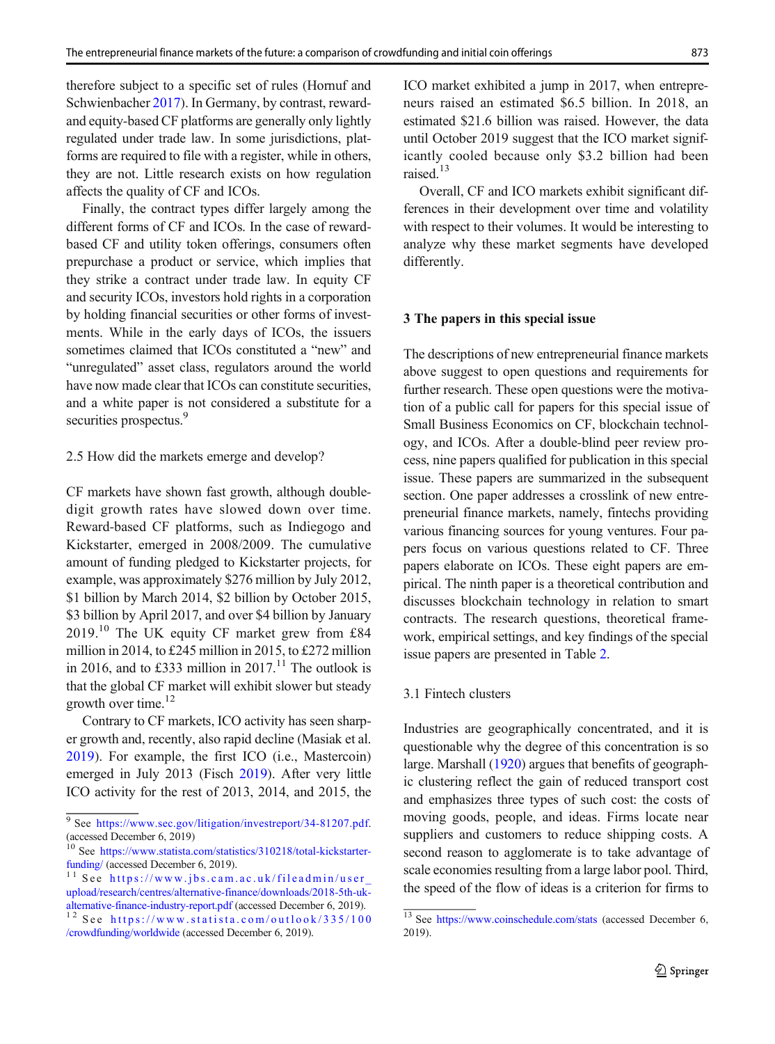therefore subject to a specific set of rules (Hornuf and Schwienbacher 2017). In Germany, by contrast, reward- and equity-based CF platforms are generally only lightly regulated under trade law. In some jurisdictions, platforms are required to file with a register, while in others, they are not. Little research exists on how regulation affects the quality of CF and ICOs.

Finally, the contract types differ largely among the different forms of CF and ICOs. In the case of reward-based CF and utility token offerings, consumers often prepurchase a product or service, which implies that they strike a contract under trade law. In equity CF and security ICOs, investors hold rights in a corporation by holding financial securities or other forms of investments. While in the early days of ICOs, the issuers sometimes claimed that ICOs constituted a "new" and "unregulated" asset class, regulators around the world have now made clear that ICOs can constitute securities, and a white paper is not considered a substitute for a securities prospectus.[9]

### 2.5 How did the markets emerge and develop?

CF markets have shown fast growth, although double-digit growth rates have slowed down over time. Reward-based CF platforms, such as Indiegogo and Kickstarter, emerged in 2008/2009. The cumulative amount of funding pledged to Kickstarter projects, for example, was approximately $276 million by July 2012, $1 billion by March 2014, $2 billion by October 2015, $3 billion by April 2017, and over $4 billion by January 2019.[10] The UK equity CF market grew from £84 million in 2014, to £245 million in 2015, to £272 million in 2016, and to £333 million in 2017.[11] The outlook is that the global CF market will exhibit slower but steady growth over time.[12]

Contrary to CF markets, ICO activity has seen sharper growth and, recently, also rapid decline (Masiak et al. 2019). For example, the first ICO (i.e., Mastercoin) emerged in July 2013 (Fisch 2019). After very little ICO activity for the rest of 2013, 2014, and 2015, the ICO market exhibited a jump in 2017, when entrepreneurs raised an estimated $6.5 billion. In 2018, an estimated $21.6 billion was raised. However, the data until October 2019 suggest that the ICO market significantly cooled because only $3.2 billion had been raised.[13]

Overall, CF and ICO markets exhibit significant differences in their development over time and volatility with respect to their volumes. It would be interesting to analyze why these market segments have developed differently.

## 3 The papers in this special issue

The descriptions of new entrepreneurial finance markets above suggest to open questions and requirements for further research. These open questions were the motivation of a public call for papers for this special issue of Small Business Economics on CF, blockchain technology, and ICOs. After a double-blind peer review process, nine papers qualified for publication in this special issue. These papers are summarized in the subsequent section. One paper addresses a crosslink of new entrepreneurial finance markets, namely, fintechs providing various financing sources for young ventures. Four papers focus on various questions related to CF. Three papers elaborate on ICOs. These eight papers are empirical. The ninth paper is a theoretical contribution and discusses blockchain technology in relation to smart contracts. The research questions, theoretical framework, empirical settings, and key findings of the special issue papers are presented in Table 2.

### 3.1 Fintech clusters

Industries are geographically concentrated, and it is questionable why the degree of this concentration is so large. Marshall (1920) argues that benefits of geographic clustering reflect the gain of reduced transport cost and emphasizes three types of such cost: the costs of moving goods, people, and ideas. Firms locate near suppliers and customers to reduce shipping costs. A second reason to agglomerate is to take advantage of scale economies resulting from a large labor pool. Third, the speed of the flow of ideas is a criterion for firms to

---

[9] See https://www.sec.gov/litigation/investreport/34-81207.pdf. (accessed December 6, 2019)

[10] See https://www.statista.com/statistics/310218/total-kickstarter-funding/ (accessed December 6, 2019).

[11] See https://www.jbs.cam.ac.uk/fileadmin/user_upload/research/centres/alternative-finance/downloads/2018-5th-uk-alternative-finance-industry-report.pdf (accessed December 6, 2019).

[12] See https://www.statista.com/outlook/335/100/crowdfunding/worldwide (accessed December 6, 2019).

[13] See https://www.coinschedule.com/stats (accessed December 6, 2019).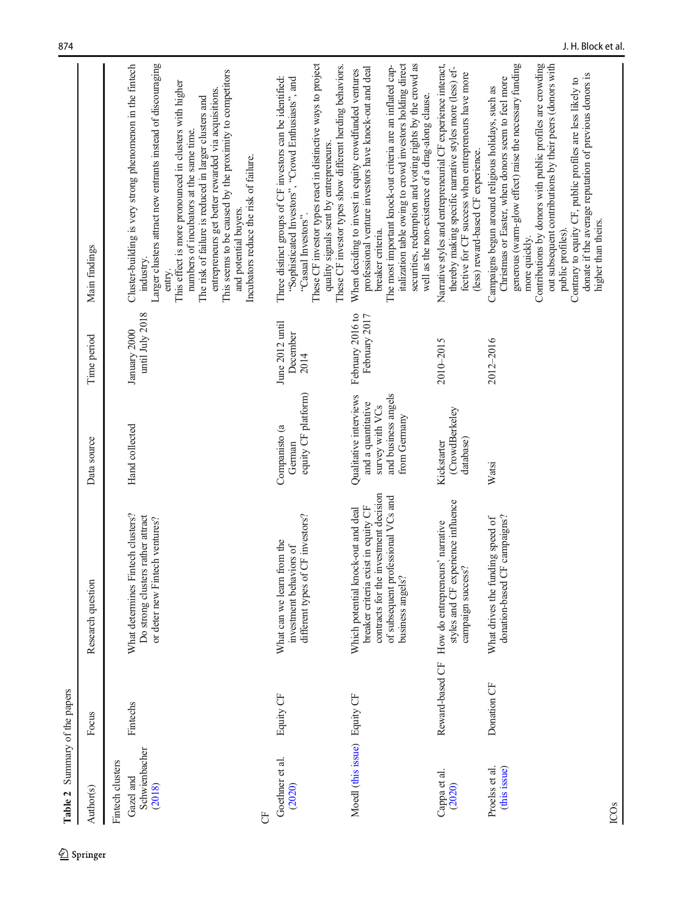**Table 2** Summary of the papers

| Author(s) | Focus | Research question | Data source | Time period | Main findings |
|---|---|---|---|---|---|
| *Fintech clusters* | | | | | |
| Gazel and Schwienbacher (2018) | Fintechs | What determines Fintech clusters? Do strong clusters rather attract or deter new Fintech ventures? | Hand collected | January 2000 until July 2018 | Cluster-building is very strong phenomenon in the fintech industry. Larger clusters attract new entrants instead of discouraging entry. This effect is more pronounced in clusters with higher numbers of incubators at the same time. The risk of failure is reduced in larger clusters and entrepreneurs get better rewarded via acquisitions. This seems to be caused by the proximity to competitors and potential buyers. Incubators reduce the risk of failure. |
| *CF* | | | | | |
| Goethner et al. (2020) | Equity CF | What can we learn from the investment behaviors of different types of CF investors? | Companisto (a German equity CF platform) | June 2012 until December 2014 | Three distinct groups of CF investors can be identified: "Sophisticated Investors", "Crowd Enthusiasts", and "Casual Investors". These CF investor types react in distinctive ways to project quality signals sent by entrepreneurs. These CF investor types show different herding behaviors. |
| Moedl (this issue) | Equity CF | Which potential knock-out and deal breaker criteria exist in equity CF contracts for the investment decision of subsequent professional VCs and business angels? | Qualitative interviews and a quantitative survey with VCs and business angels from Germany | February 2016 to February 2017 | When deciding to invest in equity crowdfunded ventures professional venture investors have knock-out and deal breaker criteria. The most important knock-out criteria are an inflated capitalization table owing to crowd investors holding direct securities, redemption and voting rights by the crowd as well as the non-existence of a drag-along clause. |
| Cappa et al. (2020) | Reward-based CF | How do entrepreneurs' narrative styles and CF experience influence campaign success? | Kickstarter (CrowdBerkeley database) | 2010–2015 | Narrative styles and entrepreneurial CF experience interact, thereby making specific narrative styles more (less) effective for CF success when entrepreneurs have more (less) reward-based CF experience. |
| Proelss et al. (this issue) | Donation CF | What drives the funding speed of donation-based CF campaigns? | Watsi | 2012–2016 | Campaigns begun around religious holidays, such as Christmas or Easter, when donors seem to feel more generous (warm-glow effect) raise the necessary funding more quickly. Contributions by donors with public profiles are crowding out subsequent contributions by their peers (donors with public profiles). Contrary to equity CF, public profiles are less likely to donate if the average reputation of previous donors is higher than theirs. |
| *ICOs* | | | | | |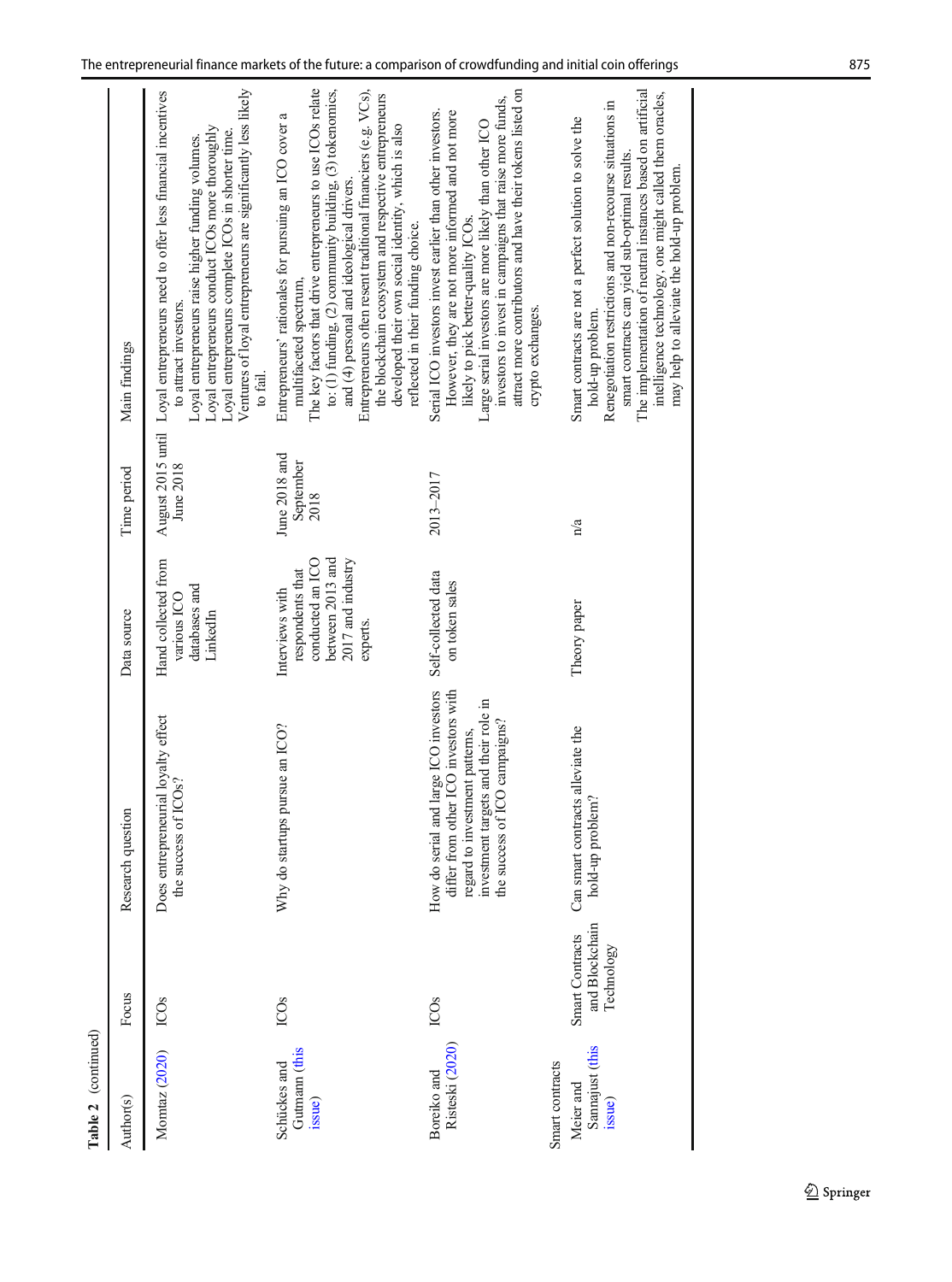**Table 2** (continued)

| Author(s) | Focus | Research question | Data source | Time period | Main findings |
|---|---|---|---|---|---|
| Momtaz (2020) | ICOs | Does entrepreneurial loyalty effect the success of ICOs? | Hand collected from various ICO databases and LinkedIn | August 2015 until June 2018 | Loyal entrepreneurs need to offer less financial incentives to attract investors.<br>Loyal entrepreneurs raise higher funding volumes.<br>Loyal entrepreneurs conduct ICOs more thoroughly.<br>Loyal entrepreneurs complete ICOs in shorter time.<br>Ventures of loyal entrepreneurs are significantly less likely to fail. |
| Schückes and Gutmann (this issue) | ICOs | Why do startups pursue an ICO? | Interviews with respondents that conducted an ICO between 2013 and 2017 and industry experts. | June 2018 and September 2018 | Entrepreneurs' rationales for pursuing an ICO cover a multifaceted spectrum,<br>The key factors that drive entrepreneurs to use ICOs relate to: (1) funding, (2) community building, (3) tokenomics, and (4) personal and ideological drivers.<br>Entrepreneurs often resent traditional financiers (e.g. VCs), the blockchain ecosystem and respective entrepreneurs developed their own social identity, which is also reflected in their funding choice. |
| Boreiko and Risteski (2020) | ICOs | How do serial and large ICO investors differ from other ICO investors with regard to investment patterns, investment targets and their role in the success of ICO campaigns? | Self-collected data on token sales | 2013–2017 | Serial ICO investors invest earlier than other investors. However, they are not more informed and not more likely to pick better-quality ICOs.<br>Large serial investors are more likely than other ICO investors to invest in campaigns that raise more funds, attract more contributors and have their tokens listed on crypto exchanges. |
| Smart contracts | | | | | |
| Meier and Sannajust (this issue) | Smart Contracts and Blockchain Technology | Can smart contracts alleviate the hold-up problem? | Theory paper | n/a | Smart contracts are not a perfect solution to solve the hold-up problem.<br>Renegotiation restrictions and non-recourse situations in smart contracts can yield sub-optimal results.<br>The implementation of neutral instances based on artificial intelligence technology, one might called them oracles, may help to alleviate the hold-up problem. |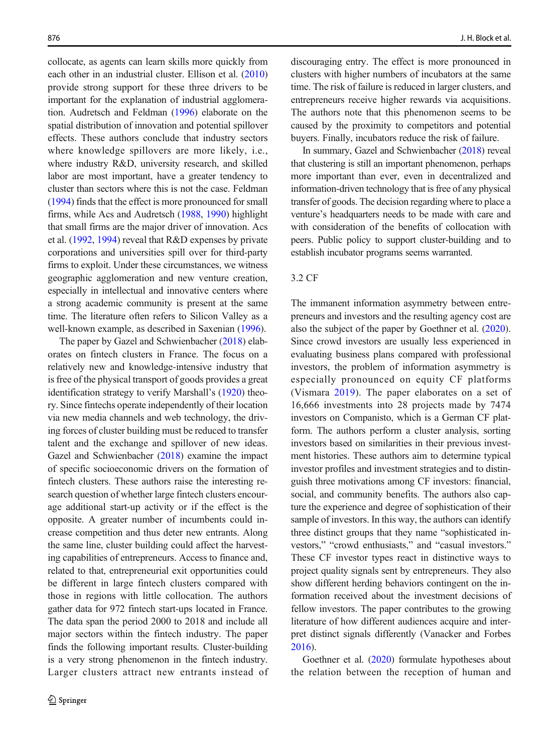collocate, as agents can learn skills more quickly from each other in an industrial cluster. Ellison et al. (2010) provide strong support for these three drivers to be important for the explanation of industrial agglomeration. Audretsch and Feldman (1996) elaborate on the spatial distribution of innovation and potential spillover effects. These authors conclude that industry sectors where knowledge spillovers are more likely, i.e., where industry R&D, university research, and skilled labor are most important, have a greater tendency to cluster than sectors where this is not the case. Feldman (1994) finds that the effect is more pronounced for small firms, while Acs and Audretsch (1988, 1990) highlight that small firms are the major driver of innovation. Acs et al. (1992, 1994) reveal that R&D expenses by private corporations and universities spill over for third-party firms to exploit. Under these circumstances, we witness geographic agglomeration and new venture creation, especially in intellectual and innovative centers where a strong academic community is present at the same time. The literature often refers to Silicon Valley as a well-known example, as described in Saxenian (1996).

The paper by Gazel and Schwienbacher (2018) elaborates on fintech clusters in France. The focus on a relatively new and knowledge-intensive industry that is free of the physical transport of goods provides a great identification strategy to verify Marshall's (1920) theory. Since fintechs operate independently of their location via new media channels and web technology, the driving forces of cluster building must be reduced to transfer talent and the exchange and spillover of new ideas. Gazel and Schwienbacher (2018) examine the impact of specific socioeconomic drivers on the formation of fintech clusters. These authors raise the interesting research question of whether large fintech clusters encourage additional start-up activity or if the effect is the opposite. A greater number of incumbents could increase competition and thus deter new entrants. Along the same line, cluster building could affect the harvesting capabilities of entrepreneurs. Access to finance and, related to that, entrepreneurial exit opportunities could be different in large fintech clusters compared with those in regions with little collocation. The authors gather data for 972 fintech start-ups located in France. The data span the period 2000 to 2018 and include all major sectors within the fintech industry. The paper finds the following important results. Cluster-building is a very strong phenomenon in the fintech industry. Larger clusters attract new entrants instead of discouraging entry. The effect is more pronounced in clusters with higher numbers of incubators at the same time. The risk of failure is reduced in larger clusters, and entrepreneurs receive higher rewards via acquisitions. The authors note that this phenomenon seems to be caused by the proximity to competitors and potential buyers. Finally, incubators reduce the risk of failure.

In summary, Gazel and Schwienbacher (2018) reveal that clustering is still an important phenomenon, perhaps more important than ever, even in decentralized and information-driven technology that is free of any physical transfer of goods. The decision regarding where to place a venture's headquarters needs to be made with care and with consideration of the benefits of collocation with peers. Public policy to support cluster-building and to establish incubator programs seems warranted.

### 3.2 CF

The immanent information asymmetry between entrepreneurs and investors and the resulting agency cost are also the subject of the paper by Goethner et al. (2020). Since crowd investors are usually less experienced in evaluating business plans compared with professional investors, the problem of information asymmetry is especially pronounced on equity CF platforms (Vismara 2019). The paper elaborates on a set of 16,666 investments into 28 projects made by 7474 investors on Companisto, which is a German CF platform. The authors perform a cluster analysis, sorting investors based on similarities in their previous investment histories. These authors aim to determine typical investor profiles and investment strategies and to distinguish three motivations among CF investors: financial, social, and community benefits. The authors also capture the experience and degree of sophistication of their sample of investors. In this way, the authors can identify three distinct groups that they name "sophisticated investors," "crowd enthusiasts," and "casual investors." These CF investor types react in distinctive ways to project quality signals sent by entrepreneurs. They also show different herding behaviors contingent on the information received about the investment decisions of fellow investors. The paper contributes to the growing literature of how different audiences acquire and interpret distinct signals differently (Vanacker and Forbes 2016).

Goethner et al. (2020) formulate hypotheses about the relation between the reception of human and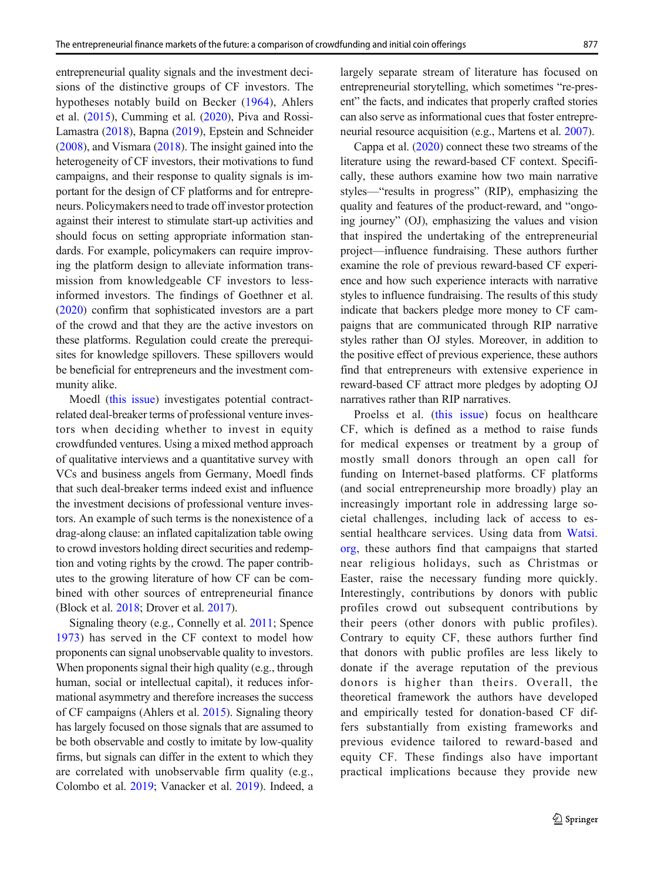entrepreneurial quality signals and the investment decisions of the distinctive groups of CF investors. The hypotheses notably build on Becker (1964), Ahlers et al. (2015), Cumming et al. (2020), Piva and Rossi-Lamastra (2018), Bapna (2019), Epstein and Schneider (2008), and Vismara (2018). The insight gained into the heterogeneity of CF investors, their motivations to fund campaigns, and their response to quality signals is important for the design of CF platforms and for entrepreneurs. Policymakers need to trade off investor protection against their interest to stimulate start-up activities and should focus on setting appropriate information standards. For example, policymakers can require improving the platform design to alleviate information transmission from knowledgeable CF investors to less-informed investors. The findings of Goethner et al. (2020) confirm that sophisticated investors are a part of the crowd and that they are the active investors on these platforms. Regulation could create the prerequisites for knowledge spillovers. These spillovers would be beneficial for entrepreneurs and the investment community alike.

Moedl (this issue) investigates potential contract-related deal-breaker terms of professional venture investors when deciding whether to invest in equity crowdfunded ventures. Using a mixed method approach of qualitative interviews and a quantitative survey with VCs and business angels from Germany, Moedl finds that such deal-breaker terms indeed exist and influence the investment decisions of professional venture investors. An example of such terms is the nonexistence of a drag-along clause: an inflated capitalization table owing to crowd investors holding direct securities and redemption and voting rights by the crowd. The paper contributes to the growing literature of how CF can be combined with other sources of entrepreneurial finance (Block et al. 2018; Drover et al. 2017).

Signaling theory (e.g., Connelly et al. 2011; Spence 1973) has served in the CF context to model how proponents can signal unobservable quality to investors. When proponents signal their high quality (e.g., through human, social or intellectual capital), it reduces informational asymmetry and therefore increases the success of CF campaigns (Ahlers et al. 2015). Signaling theory has largely focused on those signals that are assumed to be both observable and costly to imitate by low-quality firms, but signals can differ in the extent to which they are correlated with unobservable firm quality (e.g., Colombo et al. 2019; Vanacker et al. 2019). Indeed, a largely separate stream of literature has focused on entrepreneurial storytelling, which sometimes "re-present" the facts, and indicates that properly crafted stories can also serve as informational cues that foster entrepreneurial resource acquisition (e.g., Martens et al. 2007).

Cappa et al. (2020) connect these two streams of the literature using the reward-based CF context. Specifically, these authors examine how two main narrative styles—"results in progress" (RIP), emphasizing the quality and features of the product-reward, and "ongoing journey" (OJ), emphasizing the values and vision that inspired the undertaking of the entrepreneurial project—influence fundraising. These authors further examine the role of previous reward-based CF experience and how such experience interacts with narrative styles to influence fundraising. The results of this study indicate that backers pledge more money to CF campaigns that are communicated through RIP narrative styles rather than OJ styles. Moreover, in addition to the positive effect of previous experience, these authors find that entrepreneurs with extensive experience in reward-based CF attract more pledges by adopting OJ narratives rather than RIP narratives.

Proelss et al. (this issue) focus on healthcare CF, which is defined as a method to raise funds for medical expenses or treatment by a group of mostly small donors through an open call for funding on Internet-based platforms. CF platforms (and social entrepreneurship more broadly) play an increasingly important role in addressing large societal challenges, including lack of access to essential healthcare services. Using data from Watsi.org, these authors find that campaigns that started near religious holidays, such as Christmas or Easter, raise the necessary funding more quickly. Interestingly, contributions by donors with public profiles crowd out subsequent contributions by their peers (other donors with public profiles). Contrary to equity CF, these authors further find that donors with public profiles are less likely to donate if the average reputation of the previous donors is higher than theirs. Overall, the theoretical framework the authors have developed and empirically tested for donation-based CF differs substantially from existing frameworks and previous evidence tailored to reward-based and equity CF. These findings also have important practical implications because they provide new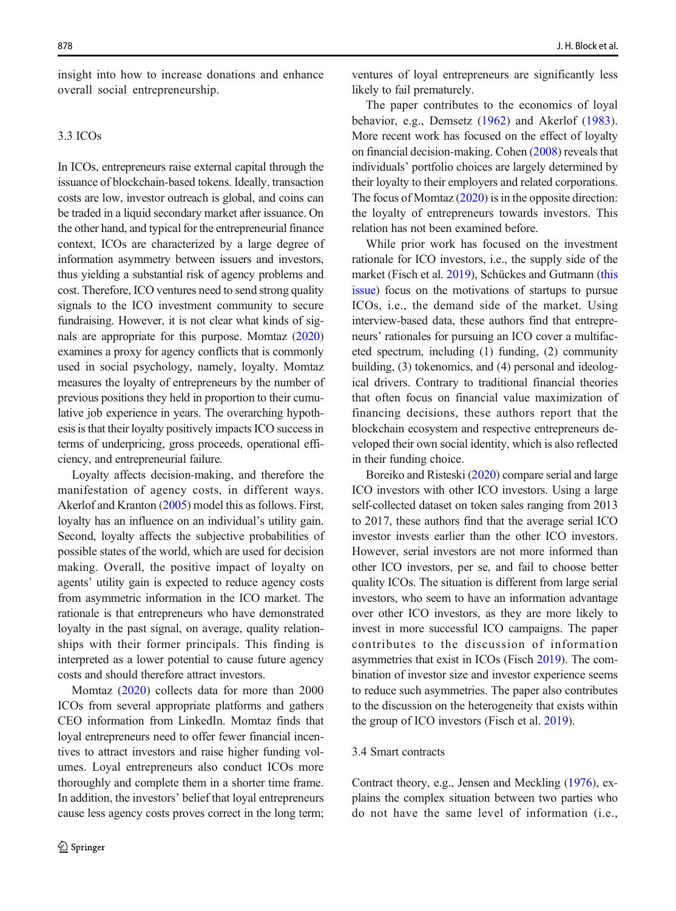insight into how to increase donations and enhance overall social entrepreneurship.

### 3.3 ICOs

In ICOs, entrepreneurs raise external capital through the issuance of blockchain-based tokens. Ideally, transaction costs are low, investor outreach is global, and coins can be traded in a liquid secondary market after issuance. On the other hand, and typical for the entrepreneurial finance context, ICOs are characterized by a large degree of information asymmetry between issuers and investors, thus yielding a substantial risk of agency problems and cost. Therefore, ICO ventures need to send strong quality signals to the ICO investment community to secure fundraising. However, it is not clear what kinds of signals are appropriate for this purpose. Momtaz (2020) examines a proxy for agency conflicts that is commonly used in social psychology, namely, loyalty. Momtaz measures the loyalty of entrepreneurs by the number of previous positions they held in proportion to their cumulative job experience in years. The overarching hypothesis is that their loyalty positively impacts ICO success in terms of underpricing, gross proceeds, operational efficiency, and entrepreneurial failure.

Loyalty affects decision-making, and therefore the manifestation of agency costs, in different ways. Akerlof and Kranton (2005) model this as follows. First, loyalty has an influence on an individual's utility gain. Second, loyalty affects the subjective probabilities of possible states of the world, which are used for decision making. Overall, the positive impact of loyalty on agents' utility gain is expected to reduce agency costs from asymmetric information in the ICO market. The rationale is that entrepreneurs who have demonstrated loyalty in the past signal, on average, quality relationships with their former principals. This finding is interpreted as a lower potential to cause future agency costs and should therefore attract investors.

Momtaz (2020) collects data for more than 2000 ICOs from several appropriate platforms and gathers CEO information from LinkedIn. Momtaz finds that loyal entrepreneurs need to offer fewer financial incentives to attract investors and raise higher funding volumes. Loyal entrepreneurs also conduct ICOs more thoroughly and complete them in a shorter time frame. In addition, the investors' belief that loyal entrepreneurs cause less agency costs proves correct in the long term; ventures of loyal entrepreneurs are significantly less likely to fail prematurely.

The paper contributes to the economics of loyal behavior, e.g., Demsetz (1962) and Akerlof (1983). More recent work has focused on the effect of loyalty on financial decision-making. Cohen (2008) reveals that individuals' portfolio choices are largely determined by their loyalty to their employers and related corporations. The focus of Momtaz (2020) is in the opposite direction: the loyalty of entrepreneurs towards investors. This relation has not been examined before.

While prior work has focused on the investment rationale for ICO investors, i.e., the supply side of the market (Fisch et al. 2019), Schückes and Gutmann (this issue) focus on the motivations of startups to pursue ICOs, i.e., the demand side of the market. Using interview-based data, these authors find that entrepreneurs' rationales for pursuing an ICO cover a multifaceted spectrum, including (1) funding, (2) community building, (3) tokenomics, and (4) personal and ideological drivers. Contrary to traditional financial theories that often focus on financial value maximization of financing decisions, these authors report that the blockchain ecosystem and respective entrepreneurs developed their own social identity, which is also reflected in their funding choice.

Boreiko and Risteski (2020) compare serial and large ICO investors with other ICO investors. Using a large self-collected dataset on token sales ranging from 2013 to 2017, these authors find that the average serial ICO investor invests earlier than the other ICO investors. However, serial investors are not more informed than other ICO investors, per se, and fail to choose better quality ICOs. The situation is different from large serial investors, who seem to have an information advantage over other ICO investors, as they are more likely to invest in more successful ICO campaigns. The paper contributes to the discussion of information asymmetries that exist in ICOs (Fisch 2019). The combination of investor size and investor experience seems to reduce such asymmetries. The paper also contributes to the discussion on the heterogeneity that exists within the group of ICO investors (Fisch et al. 2019).

### 3.4 Smart contracts

Contract theory, e.g., Jensen and Meckling (1976), explains the complex situation between two parties who do not have the same level of information (i.e.,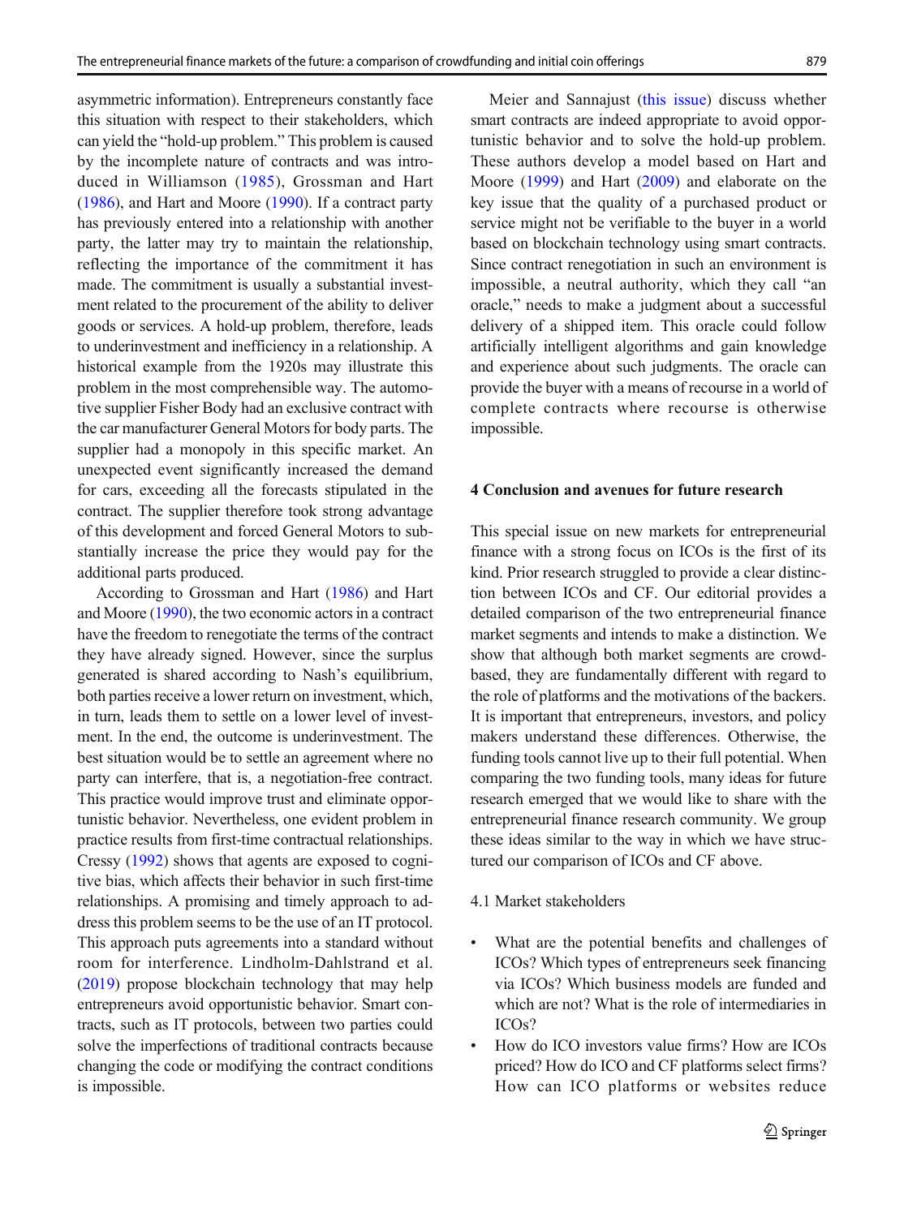asymmetric information). Entrepreneurs constantly face this situation with respect to their stakeholders, which can yield the "hold-up problem." This problem is caused by the incomplete nature of contracts and was introduced in Williamson (1985), Grossman and Hart (1986), and Hart and Moore (1990). If a contract party has previously entered into a relationship with another party, the latter may try to maintain the relationship, reflecting the importance of the commitment it has made. The commitment is usually a substantial investment related to the procurement of the ability to deliver goods or services. A hold-up problem, therefore, leads to underinvestment and inefficiency in a relationship. A historical example from the 1920s may illustrate this problem in the most comprehensible way. The automotive supplier Fisher Body had an exclusive contract with the car manufacturer General Motors for body parts. The supplier had a monopoly in this specific market. An unexpected event significantly increased the demand for cars, exceeding all the forecasts stipulated in the contract. The supplier therefore took strong advantage of this development and forced General Motors to substantially increase the price they would pay for the additional parts produced.

According to Grossman and Hart (1986) and Hart and Moore (1990), the two economic actors in a contract have the freedom to renegotiate the terms of the contract they have already signed. However, since the surplus generated is shared according to Nash's equilibrium, both parties receive a lower return on investment, which, in turn, leads them to settle on a lower level of investment. In the end, the outcome is underinvestment. The best situation would be to settle an agreement where no party can interfere, that is, a negotiation-free contract. This practice would improve trust and eliminate opportunistic behavior. Nevertheless, one evident problem in practice results from first-time contractual relationships. Cressy (1992) shows that agents are exposed to cognitive bias, which affects their behavior in such first-time relationships. A promising and timely approach to address this problem seems to be the use of an IT protocol. This approach puts agreements into a standard without room for interference. Lindholm-Dahlstrand et al. (2019) propose blockchain technology that may help entrepreneurs avoid opportunistic behavior. Smart contracts, such as IT protocols, between two parties could solve the imperfections of traditional contracts because changing the code or modifying the contract conditions is impossible.

Meier and Sannajust (this issue) discuss whether smart contracts are indeed appropriate to avoid opportunistic behavior and to solve the hold-up problem. These authors develop a model based on Hart and Moore (1999) and Hart (2009) and elaborate on the key issue that the quality of a purchased product or service might not be verifiable to the buyer in a world based on blockchain technology using smart contracts. Since contract renegotiation in such an environment is impossible, a neutral authority, which they call "an oracle," needs to make a judgment about a successful delivery of a shipped item. This oracle could follow artificially intelligent algorithms and gain knowledge and experience about such judgments. The oracle can provide the buyer with a means of recourse in a world of complete contracts where recourse is otherwise impossible.

## 4 Conclusion and avenues for future research

This special issue on new markets for entrepreneurial finance with a strong focus on ICOs is the first of its kind. Prior research struggled to provide a clear distinction between ICOs and CF. Our editorial provides a detailed comparison of the two entrepreneurial finance market segments and intends to make a distinction. We show that although both market segments are crowd-based, they are fundamentally different with regard to the role of platforms and the motivations of the backers. It is important that entrepreneurs, investors, and policy makers understand these differences. Otherwise, the funding tools cannot live up to their full potential. When comparing the two funding tools, many ideas for future research emerged that we would like to share with the entrepreneurial finance research community. We group these ideas similar to the way in which we have structured our comparison of ICOs and CF above.

### 4.1 Market stakeholders

- What are the potential benefits and challenges of ICOs? Which types of entrepreneurs seek financing via ICOs? Which business models are funded and which are not? What is the role of intermediaries in ICOs?
- How do ICO investors value firms? How are ICOs priced? How do ICO and CF platforms select firms? How can ICO platforms or websites reduce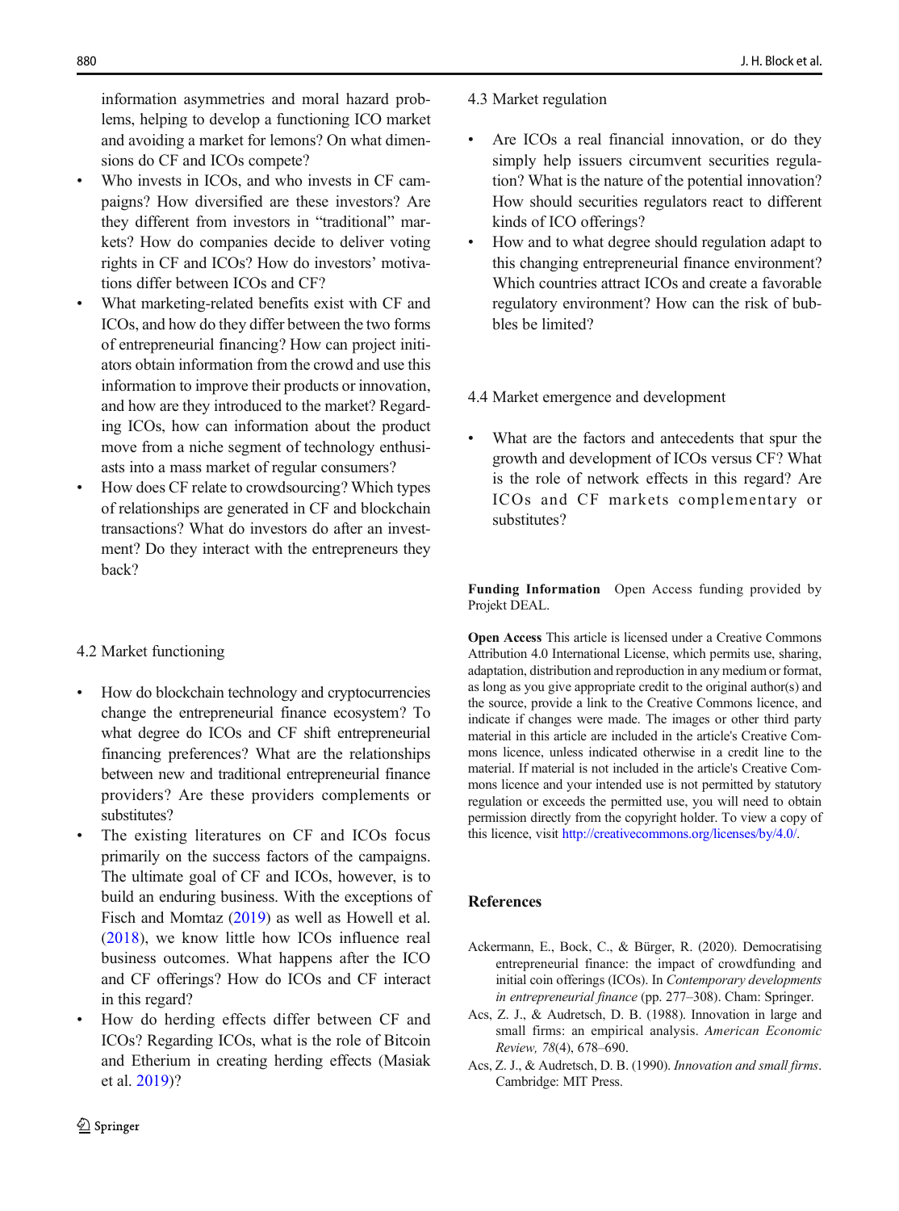information asymmetries and moral hazard problems, helping to develop a functioning ICO market and avoiding a market for lemons? On what dimensions do CF and ICOs compete?

- Who invests in ICOs, and who invests in CF campaigns? How diversified are these investors? Are they different from investors in "traditional" markets? How do companies decide to deliver voting rights in CF and ICOs? How do investors' motivations differ between ICOs and CF?
- What marketing-related benefits exist with CF and ICOs, and how do they differ between the two forms of entrepreneurial financing? How can project initiators obtain information from the crowd and use this information to improve their products or innovation, and how are they introduced to the market? Regarding ICOs, how can information about the product move from a niche segment of technology enthusiasts into a mass market of regular consumers?
- How does CF relate to crowdsourcing? Which types of relationships are generated in CF and blockchain transactions? What do investors do after an investment? Do they interact with the entrepreneurs they back?

### 4.2 Market functioning

- How do blockchain technology and cryptocurrencies change the entrepreneurial finance ecosystem? To what degree do ICOs and CF shift entrepreneurial financing preferences? What are the relationships between new and traditional entrepreneurial finance providers? Are these providers complements or substitutes?
- The existing literatures on CF and ICOs focus primarily on the success factors of the campaigns. The ultimate goal of CF and ICOs, however, is to build an enduring business. With the exceptions of Fisch and Momtaz (2019) as well as Howell et al. (2018), we know little how ICOs influence real business outcomes. What happens after the ICO and CF offerings? How do ICOs and CF interact in this regard?
- How do herding effects differ between CF and ICOs? Regarding ICOs, what is the role of Bitcoin and Etherium in creating herding effects (Masiak et al. 2019)?

### 4.3 Market regulation

- Are ICOs a real financial innovation, or do they simply help issuers circumvent securities regulation? What is the nature of the potential innovation? How should securities regulators react to different kinds of ICO offerings?
- How and to what degree should regulation adapt to this changing entrepreneurial finance environment? Which countries attract ICOs and create a favorable regulatory environment? How can the risk of bubbles be limited?

### 4.4 Market emergence and development

- What are the factors and antecedents that spur the growth and development of ICOs versus CF? What is the role of network effects in this regard? Are ICOs and CF markets complementary or substitutes?

**Funding Information** Open Access funding provided by Projekt DEAL.

**Open Access** This article is licensed under a Creative Commons Attribution 4.0 International License, which permits use, sharing, adaptation, distribution and reproduction in any medium or format, as long as you give appropriate credit to the original author(s) and the source, provide a link to the Creative Commons licence, and indicate if changes were made. The images or other third party material in this article are included in the article's Creative Commons licence, unless indicated otherwise in a credit line to the material. If material is not included in the article's Creative Commons licence and your intended use is not permitted by statutory regulation or exceeds the permitted use, you will need to obtain permission directly from the copyright holder. To view a copy of this licence, visit http://creativecommons.org/licenses/by/4.0/.

## References

Ackermann, E., Bock, C., & Bürger, R. (2020). Democratising entrepreneurial finance: the impact of crowdfunding and initial coin offerings (ICOs). In *Contemporary developments in entrepreneurial finance* (pp. 277–308). Cham: Springer.

Acs, Z. J., & Audretsch, D. B. (1988). Innovation in large and small firms: an empirical analysis. *American Economic Review, 78*(4), 678–690.

Acs, Z. J., & Audretsch, D. B. (1990). *Innovation and small firms*. Cambridge: MIT Press.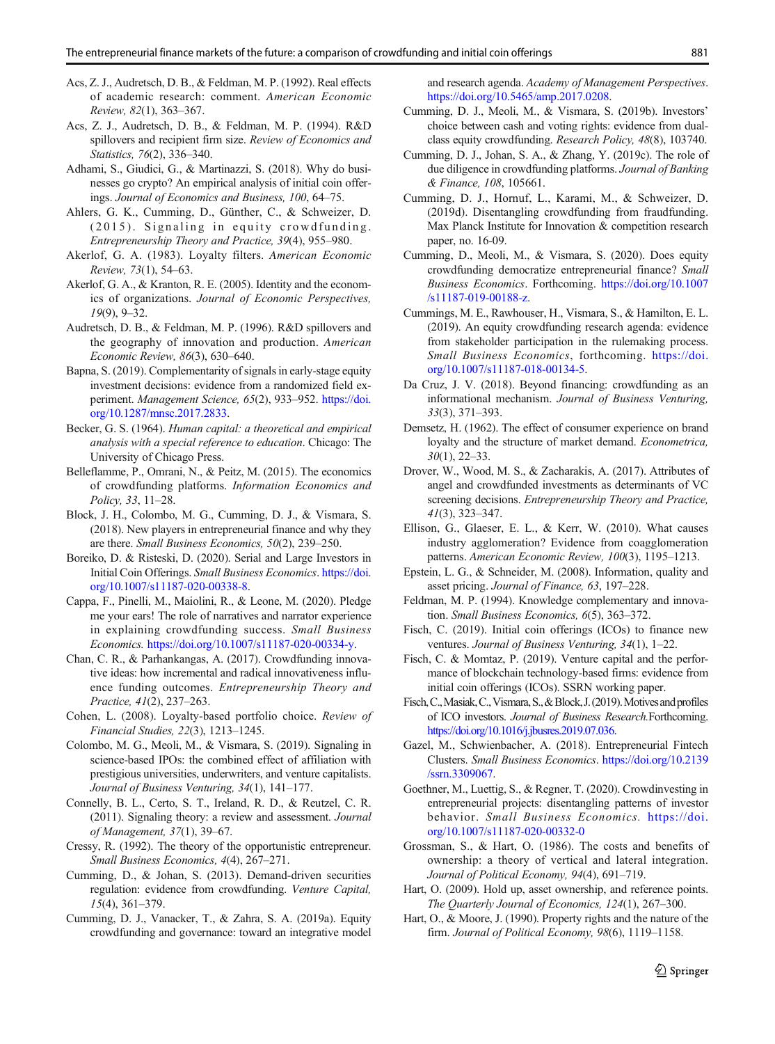Acs, Z. J., Audretsch, D. B., & Feldman, M. P. (1992). Real effects of academic research: comment. *American Economic Review, 82*(1), 363–367.

Acs, Z. J., Audretsch, D. B., & Feldman, M. P. (1994). R&D spillovers and recipient firm size. *Review of Economics and Statistics, 76*(2), 336–340.

Adhami, S., Giudici, G., & Martinazzi, S. (2018). Why do businesses go crypto? An empirical analysis of initial coin offerings. *Journal of Economics and Business, 100*, 64–75.

Ahlers, G. K., Cumming, D., Günther, C., & Schweizer, D. (2015). Signaling in equity crowdfunding. *Entrepreneurship Theory and Practice, 39*(4), 955–980.

Akerlof, G. A. (1983). Loyalty filters. *American Economic Review, 73*(1), 54–63.

Akerlof, G. A., & Kranton, R. E. (2005). Identity and the economics of organizations. *Journal of Economic Perspectives, 19*(9), 9–32.

Audretsch, D. B., & Feldman, M. P. (1996). R&D spillovers and the geography of innovation and production. *American Economic Review, 86*(3), 630–640.

Bapna, S. (2019). Complementarity of signals in early-stage equity investment decisions: evidence from a randomized field experiment. *Management Science, 65*(2), 933–952. https://doi.org/10.1287/mnsc.2017.2833.

Becker, G. S. (1964). *Human capital: a theoretical and empirical analysis with a special reference to education*. Chicago: The University of Chicago Press.

Belleflamme, P., Omrani, N., & Peitz, M. (2015). The economics of crowdfunding platforms. *Information Economics and Policy, 33*, 11–28.

Block, J. H., Colombo, M. G., Cumming, D. J., & Vismara, S. (2018). New players in entrepreneurial finance and why they are there. *Small Business Economics, 50*(2), 239–250.

Boreiko, D. & Risteski, D. (2020). Serial and Large Investors in Initial Coin Offerings. *Small Business Economics*. https://doi.org/10.1007/s11187-020-00338-8.

Cappa, F., Pinelli, M., Maiolini, R., & Leone, M. (2020). Pledge me your ears! The role of narratives and narrator experience in explaining crowdfunding success. *Small Business Economics.* https://doi.org/10.1007/s11187-020-00334-y.

Chan, C. R., & Parhankangas, A. (2017). Crowdfunding innovative ideas: how incremental and radical innovativeness influence funding outcomes. *Entrepreneurship Theory and Practice, 41*(2), 237–263.

Cohen, L. (2008). Loyalty-based portfolio choice. *Review of Financial Studies, 22*(3), 1213–1245.

Colombo, M. G., Meoli, M., & Vismara, S. (2019). Signaling in science-based IPOs: the combined effect of affiliation with prestigious universities, underwriters, and venture capitalists. *Journal of Business Venturing, 34*(1), 141–177.

Connelly, B. L., Certo, S. T., Ireland, R. D., & Reutzel, C. R. (2011). Signaling theory: a review and assessment. *Journal of Management, 37*(1), 39–67.

Cressy, R. (1992). The theory of the opportunistic entrepreneur. *Small Business Economics, 4*(4), 267–271.

Cumming, D., & Johan, S. (2013). Demand-driven securities regulation: evidence from crowdfunding. *Venture Capital, 15*(4), 361–379.

Cumming, D. J., Vanacker, T., & Zahra, S. A. (2019a). Equity crowdfunding and governance: toward an integrative model and research agenda. *Academy of Management Perspectives*. https://doi.org/10.5465/amp.2017.0208.

Cumming, D. J., Meoli, M., & Vismara, S. (2019b). Investors' choice between cash and voting rights: evidence from dual-class equity crowdfunding. *Research Policy, 48*(8), 103740.

Cumming, D. J., Johan, S. A., & Zhang, Y. (2019c). The role of due diligence in crowdfunding platforms. *Journal of Banking & Finance, 108*, 105661.

Cumming, D. J., Hornuf, L., Karami, M., & Schweizer, D. (2019d). Disentangling crowdfunding from fraudfunding. Max Planck Institute for Innovation & competition research paper, no. 16-09.

Cumming, D., Meoli, M., & Vismara, S. (2020). Does equity crowdfunding democratize entrepreneurial finance? *Small Business Economics*. Forthcoming. https://doi.org/10.1007/s11187-019-00188-z.

Cummings, M. E., Rawhouser, H., Vismara, S., & Hamilton, E. L. (2019). An equity crowdfunding research agenda: evidence from stakeholder participation in the rulemaking process. *Small Business Economics*, forthcoming. https://doi.org/10.1007/s11187-018-00134-5.

Da Cruz, J. V. (2018). Beyond financing: crowdfunding as an informational mechanism. *Journal of Business Venturing, 33*(3), 371–393.

Demsetz, H. (1962). The effect of consumer experience on brand loyalty and the structure of market demand. *Econometrica, 30*(1), 22–33.

Drover, W., Wood, M. S., & Zacharakis, A. (2017). Attributes of angel and crowdfunded investments as determinants of VC screening decisions. *Entrepreneurship Theory and Practice, 41*(3), 323–347.

Ellison, G., Glaeser, E. L., & Kerr, W. (2010). What causes industry agglomeration? Evidence from coagglomeration patterns. *American Economic Review, 100*(3), 1195–1213.

Epstein, L. G., & Schneider, M. (2008). Information, quality and asset pricing. *Journal of Finance, 63*, 197–228.

Feldman, M. P. (1994). Knowledge complementary and innovation. *Small Business Economics, 6*(5), 363–372.

Fisch, C. (2019). Initial coin offerings (ICOs) to finance new ventures. *Journal of Business Venturing, 34*(1), 1–22.

Fisch, C. & Momtaz, P. (2019). Venture capital and the performance of blockchain technology-based firms: evidence from initial coin offerings (ICOs). SSRN working paper.

Fisch, C., Masiak, C., Vismara, S., & Block, J. (2019). Motives and profiles of ICO investors. *Journal of Business Research.*Forthcoming. https://doi.org/10.1016/j.jbusres.2019.07.036.

Gazel, M., Schwienbacher, A. (2018). Entrepreneurial Fintech Clusters. *Small Business Economics*. https://doi.org/10.2139/ssrn.3309067.

Goethner, M., Luettig, S., & Regner, T. (2020). Crowdinvesting in entrepreneurial projects: disentangling patterns of investor behavior. *Small Business Economics.* https://doi.org/10.1007/s11187-020-00332-0

Grossman, S., & Hart, O. (1986). The costs and benefits of ownership: a theory of vertical and lateral integration. *Journal of Political Economy, 94*(4), 691–719.

Hart, O. (2009). Hold up, asset ownership, and reference points. *The Quarterly Journal of Economics, 124*(1), 267–300.

Hart, O., & Moore, J. (1990). Property rights and the nature of the firm. *Journal of Political Economy, 98*(6), 1119–1158.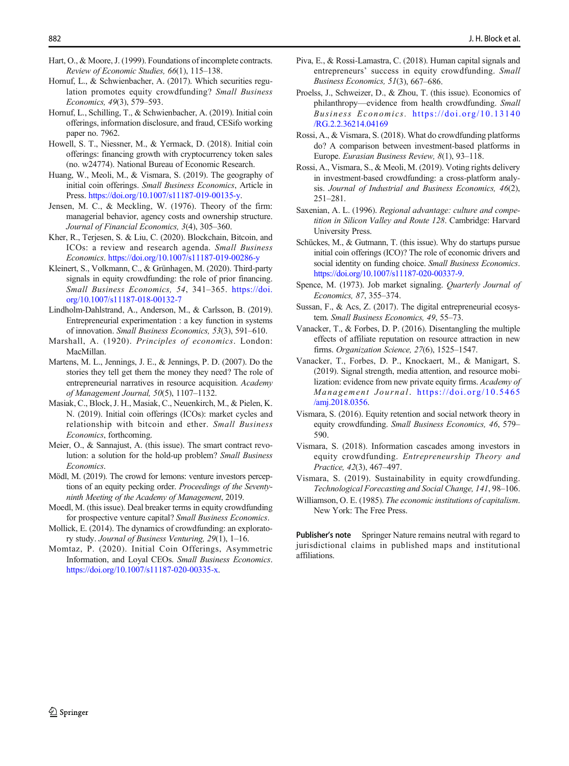Hart, O., & Moore, J. (1999). Foundations of incomplete contracts. *Review of Economic Studies, 66*(1), 115–138.

Hornuf, L., & Schwienbacher, A. (2017). Which securities regulation promotes equity crowdfunding? *Small Business Economics, 49*(3), 579–593.

Hornuf, L., Schilling, T., & Schwienbacher, A. (2019). Initial coin offerings, information disclosure, and fraud, CESifo working paper no. 7962.

Howell, S. T., Niessner, M., & Yermack, D. (2018). Initial coin offerings: financing growth with cryptocurrency token sales (no. w24774). National Bureau of Economic Research.

Huang, W., Meoli, M., & Vismara, S. (2019). The geography of initial coin offerings. *Small Business Economics*, Article in Press. https://doi.org/10.1007/s11187-019-00135-y.

Jensen, M. C., & Meckling, W. (1976). Theory of the firm: managerial behavior, agency costs and ownership structure. *Journal of Financial Economics, 3*(4), 305–360.

Kher, R., Terjesen, S. & Liu, C. (2020). Blockchain, Bitcoin, and ICOs: a review and research agenda. *Small Business Economics*. https://doi.org/10.1007/s11187-019-00286-y

Kleinert, S., Volkmann, C., & Grünhagen, M. (2020). Third-party signals in equity crowdfunding: the role of prior financing. *Small Business Economics, 54*, 341–365. https://doi.org/10.1007/s11187-018-00132-7

Lindholm-Dahlstrand, A., Anderson, M., & Carlsson, B. (2019). Entrepreneurial experimentation : a key function in systems of innovation. *Small Business Economics, 53*(3), 591–610.

Marshall, A. (1920). *Principles of economics*. London: MacMillan.

Martens, M. L., Jennings, J. E., & Jennings, P. D. (2007). Do the stories they tell get them the money they need? The role of entrepreneurial narratives in resource acquisition. *Academy of Management Journal, 50*(5), 1107–1132.

Masiak, C., Block, J. H., Masiak, C., Neuenkirch, M., & Pielen, K. N. (2019). Initial coin offerings (ICOs): market cycles and relationship with bitcoin and ether. *Small Business Economics*, forthcoming.

Meier, O., & Sannajust, A. (this issue). The smart contract revolution: a solution for the hold-up problem? *Small Business Economics*.

Mödl, M. (2019). The crowd for lemons: venture investors perceptions of an equity pecking order. *Proceedings of the Seventy-ninth Meeting of the Academy of Management*, 2019.

Moedl, M. (this issue). Deal breaker terms in equity crowdfunding for prospective venture capital? *Small Business Economics*.

Mollick, E. (2014). The dynamics of crowdfunding: an exploratory study. *Journal of Business Venturing, 29*(1), 1–16.

Momtaz, P. (2020). Initial Coin Offerings, Asymmetric Information, and Loyal CEOs. *Small Business Economics*. https://doi.org/10.1007/s11187-020-00335-x.

Piva, E., & Rossi-Lamastra, C. (2018). Human capital signals and entrepreneurs' success in equity crowdfunding. *Small Business Economics, 51*(3), 667–686.

Proelss, J., Schweizer, D., & Zhou, T. (this issue). Economics of philanthropy—evidence from health crowdfunding. *Small Business Economics*. https://doi.org/10.13140/RG.2.2.36214.04169

Rossi, A., & Vismara, S. (2018). What do crowdfunding platforms do? A comparison between investment-based platforms in Europe. *Eurasian Business Review, 8*(1), 93–118.

Rossi, A., Vismara, S., & Meoli, M. (2019). Voting rights delivery in investment-based crowdfunding: a cross-platform analysis. *Journal of Industrial and Business Economics, 46*(2), 251–281.

Saxenian, A. L. (1996). *Regional advantage: culture and competition in Silicon Valley and Route 128*. Cambridge: Harvard University Press.

Schückes, M., & Gutmann, T. (this issue). Why do startups pursue initial coin offerings (ICO)? The role of economic drivers and social identity on funding choice. *Small Business Economics*. https://doi.org/10.1007/s11187-020-00337-9.

Spence, M. (1973). Job market signaling. *Quarterly Journal of Economics, 87*, 355–374.

Sussan, F., & Acs, Z. (2017). The digital entrepreneurial ecosystem. *Small Business Economics, 49*, 55–73.

Vanacker, T., & Forbes, D. P. (2016). Disentangling the multiple effects of affiliate reputation on resource attraction in new firms. *Organization Science, 27*(6), 1525–1547.

Vanacker, T., Forbes, D. P., Knockaert, M., & Manigart, S. (2019). Signal strength, media attention, and resource mobilization: evidence from new private equity firms. *Academy of Management Journal*. https://doi.org/10.5465/amj.2018.0356.

Vismara, S. (2016). Equity retention and social network theory in equity crowdfunding. *Small Business Economics, 46*, 579–590.

Vismara, S. (2018). Information cascades among investors in equity crowdfunding. *Entrepreneurship Theory and Practice, 42*(3), 467–497.

Vismara, S. (2019). Sustainability in equity crowdfunding. *Technological Forecasting and Social Change, 141*, 98–106.

Williamson, O. E. (1985). *The economic institutions of capitalism*. New York: The Free Press.

**Publisher's note** Springer Nature remains neutral with regard to jurisdictional claims in published maps and institutional affiliations.